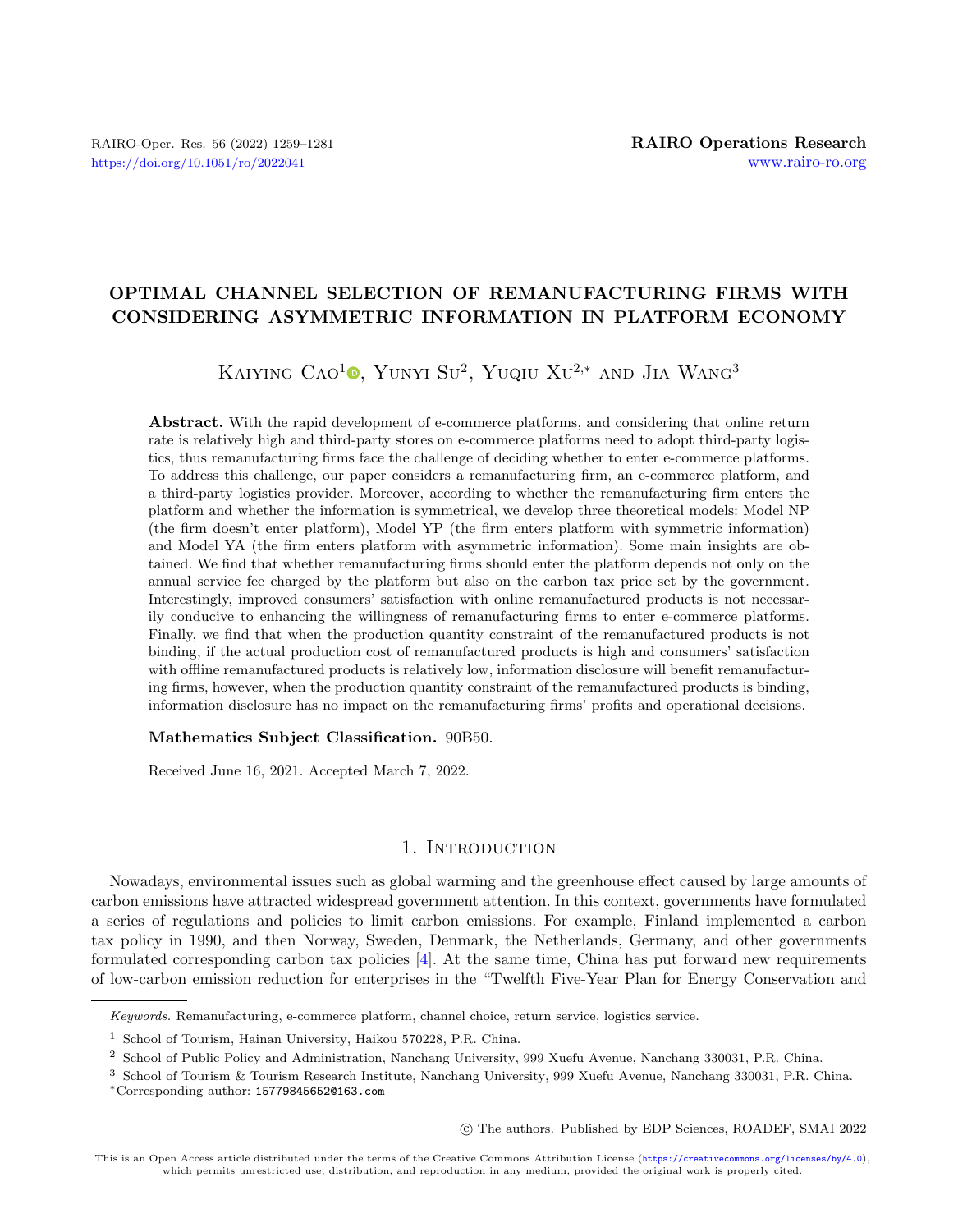# OPTIMAL CHANNEL SELECTION OF REMANUFACTURING FIRMS WITH CONSIDERING ASYMMETRIC INFORMATION IN PLATFORM ECONOMY

Kaiying Cao[1], Yunyi Su[2], Yuqiu Xu[2,*] and Jia Wang[3]

**Abstract.** With the rapid development of e-commerce platforms, and considering that online return rate is relatively high and third-party stores on e-commerce platforms need to adopt third-party logistics, thus remanufacturing firms face the challenge of deciding whether to enter e-commerce platforms. To address this challenge, our paper considers a remanufacturing firm, an e-commerce platform, and a third-party logistics provider. Moreover, according to whether the remanufacturing firm enters the platform and whether the information is symmetrical, we develop three theoretical models: Model NP (the firm doesn't enter platform), Model YP (the firm enters platform with symmetric information) and Model YA (the firm enters platform with asymmetric information). Some main insights are obtained. We find that whether remanufacturing firms should enter the platform depends not only on the annual service fee charged by the platform but also on the carbon tax price set by the government. Interestingly, improved consumers' satisfaction with online remanufactured products is not necessarily conducive to enhancing the willingness of remanufacturing firms to enter e-commerce platforms. Finally, we find that when the production quantity constraint of the remanufactured products is not binding, if the actual production cost of remanufactured products is high and consumers' satisfaction with offline remanufactured products is relatively low, information disclosure will benefit remanufacturing firms, however, when the production quantity constraint of the remanufactured products is binding, information disclosure has no impact on the remanufacturing firms' profits and operational decisions.

**Mathematics Subject Classification.** 90B50.

Received June 16, 2021. Accepted March 7, 2022.

## 1. Introduction

Nowadays, environmental issues such as global warming and the greenhouse effect caused by large amounts of carbon emissions have attracted widespread government attention. In this context, governments have formulated a series of regulations and policies to limit carbon emissions. For example, Finland implemented a carbon tax policy in 1990, and then Norway, Sweden, Denmark, the Netherlands, Germany, and other governments formulated corresponding carbon tax policies [4]. At the same time, China has put forward new requirements of low-carbon emission reduction for enterprises in the "Twelfth Five-Year Plan for Energy Conservation and

---

*Keywords.* Remanufacturing, e-commerce platform, channel choice, return service, logistics service.

[1] School of Tourism, Hainan University, Haikou 570228, P.R. China.

[2] School of Public Policy and Administration, Nanchang University, 999 Xuefu Avenue, Nanchang 330031, P.R. China.

[3] School of Tourism & Tourism Research Institute, Nanchang University, 999 Xuefu Avenue, Nanchang 330031, P.R. China.

*Corresponding author: 15779845652@163.com

© The authors. Published by EDP Sciences, ROADEF, SMAI 2022

This is an Open Access article distributed under the terms of the Creative Commons Attribution License (https://creativecommons.org/licenses/by/4.0), which permits unrestricted use, distribution, and reproduction in any medium, provided the original work is properly cited.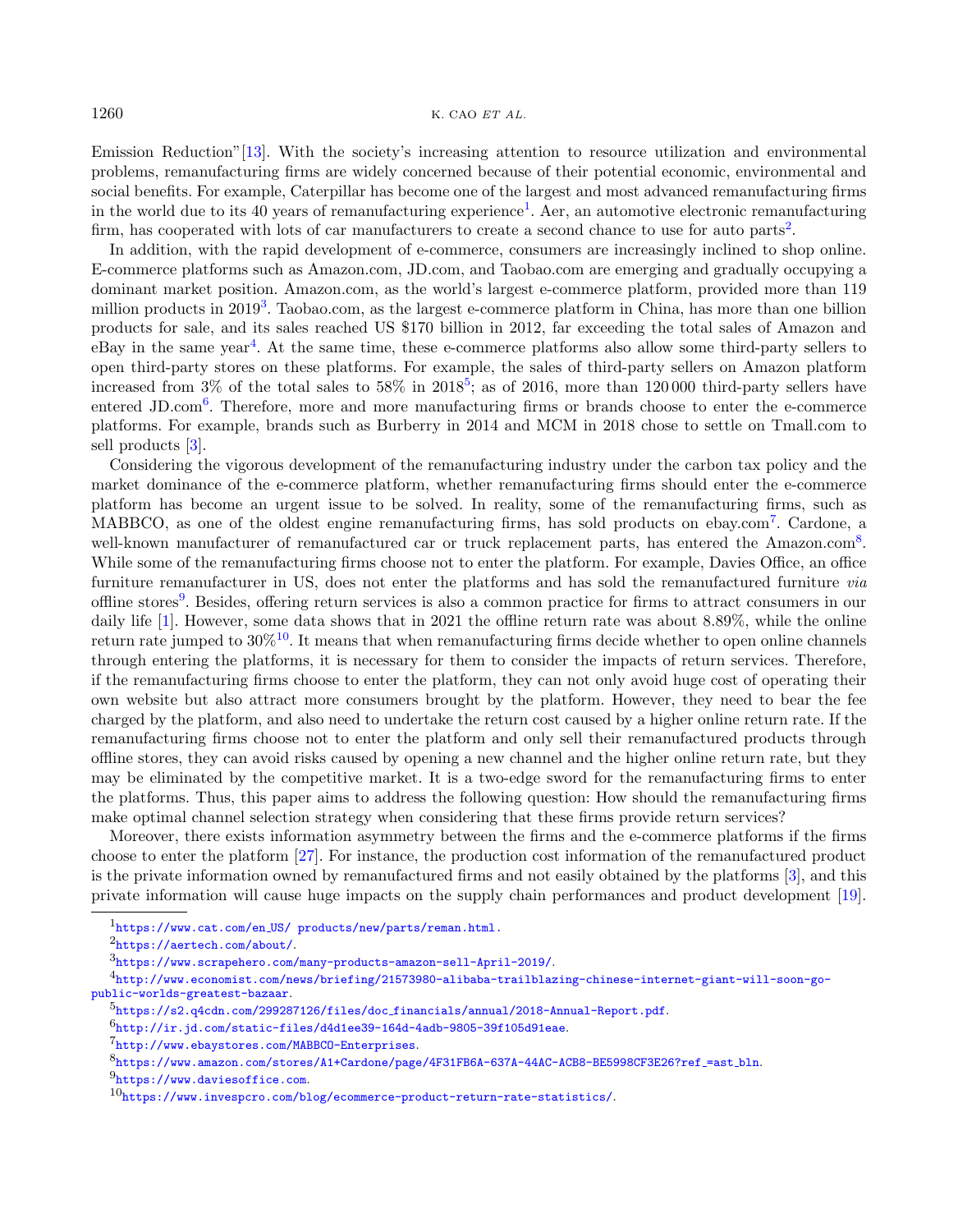Emission Reduction"[13]. With the society's increasing attention to resource utilization and environmental problems, remanufacturing firms are widely concerned because of their potential economic, environmental and social benefits. For example, Caterpillar has become one of the largest and most advanced remanufacturing firms in the world due to its 40 years of remanufacturing experience[1]. Aer, an automotive electronic remanufacturing firm, has cooperated with lots of car manufacturers to create a second chance to use for auto parts[2].

In addition, with the rapid development of e-commerce, consumers are increasingly inclined to shop online. E-commerce platforms such as Amazon.com, JD.com, and Taobao.com are emerging and gradually occupying a dominant market position. Amazon.com, as the world's largest e-commerce platform, provided more than 119 million products in 2019[3]. Taobao.com, as the largest e-commerce platform in China, has more than one billion products for sale, and its sales reached US $170 billion in 2012, far exceeding the total sales of Amazon and eBay in the same year[4]. At the same time, these e-commerce platforms also allow some third-party sellers to open third-party stores on these platforms. For example, the sales of third-party sellers on Amazon platform increased from 3% of the total sales to 58% in 2018[5]; as of 2016, more than 120 000 third-party sellers have entered JD.com[6]. Therefore, more and more manufacturing firms or brands choose to enter the e-commerce platforms. For example, brands such as Burberry in 2014 and MCM in 2018 chose to settle on Tmall.com to sell products [3].

Considering the vigorous development of the remanufacturing industry under the carbon tax policy and the market dominance of the e-commerce platform, whether remanufacturing firms should enter the e-commerce platform has become an urgent issue to be solved. In reality, some of the remanufacturing firms, such as MABBCO, as one of the oldest engine remanufacturing firms, has sold products on ebay.com[7]. Cardone, a well-known manufacturer of remanufactured car or truck replacement parts, has entered the Amazon.com[8]. While some of the remanufacturing firms choose not to enter the platform. For example, Davies Office, an office furniture remanufacturer in US, does not enter the platforms and has sold the remanufactured furniture *via* offline stores[9]. Besides, offering return services is also a common practice for firms to attract consumers in our daily life [1]. However, some data shows that in 2021 the offline return rate was about 8.89%, while the online return rate jumped to 30%[10]. It means that when remanufacturing firms decide whether to open online channels through entering the platforms, it is necessary for them to consider the impacts of return services. Therefore, if the remanufacturing firms choose to enter the platform, they can not only avoid huge cost of operating their own website but also attract more consumers brought by the platform. However, they need to bear the fee charged by the platform, and also need to undertake the return cost caused by a higher online return rate. If the remanufacturing firms choose not to enter the platform and only sell their remanufactured products through offline stores, they can avoid risks caused by opening a new channel and the higher online return rate, but they may be eliminated by the competitive market. It is a two-edge sword for the remanufacturing firms to enter the platforms. Thus, this paper aims to address the following question: How should the remanufacturing firms make optimal channel selection strategy when considering that these firms provide return services?

Moreover, there exists information asymmetry between the firms and the e-commerce platforms if the firms choose to enter the platform [27]. For instance, the production cost information of the remanufactured product is the private information owned by remanufactured firms and not easily obtained by the platforms [3], and this private information will cause huge impacts on the supply chain performances and product development [19].

---

[1] https://www.cat.com/en_US/ products/new/parts/reman.html.

[2] https://aertech.com/about/.

[3] https://www.scrapehero.com/many-products-amazon-sell-April-2019/.

[4] http://www.economist.com/news/briefing/21573980-alibaba-trailblazing-chinese-internet-giant-will-soon-go-public-worlds-greatest-bazaar.

[5] https://s2.q4cdn.com/299287126/files/doc_financials/annual/2018-Annual-Report.pdf.

[6] http://ir.jd.com/static-files/d4d1ee39-164d-4adb-9805-39f105d91eae.

[7] http://www.ebaystores.com/MABBCO-Enterprises.

[8] https://www.amazon.com/stores/A1+Cardone/page/4F31FB6A-637A-44AC-ACB8-BE5998CF3E26?ref_=ast_bln.

[9] https://www.daviesoffice.com.

[10] https://www.invespcro.com/blog/ecommerce-product-return-rate-statistics/.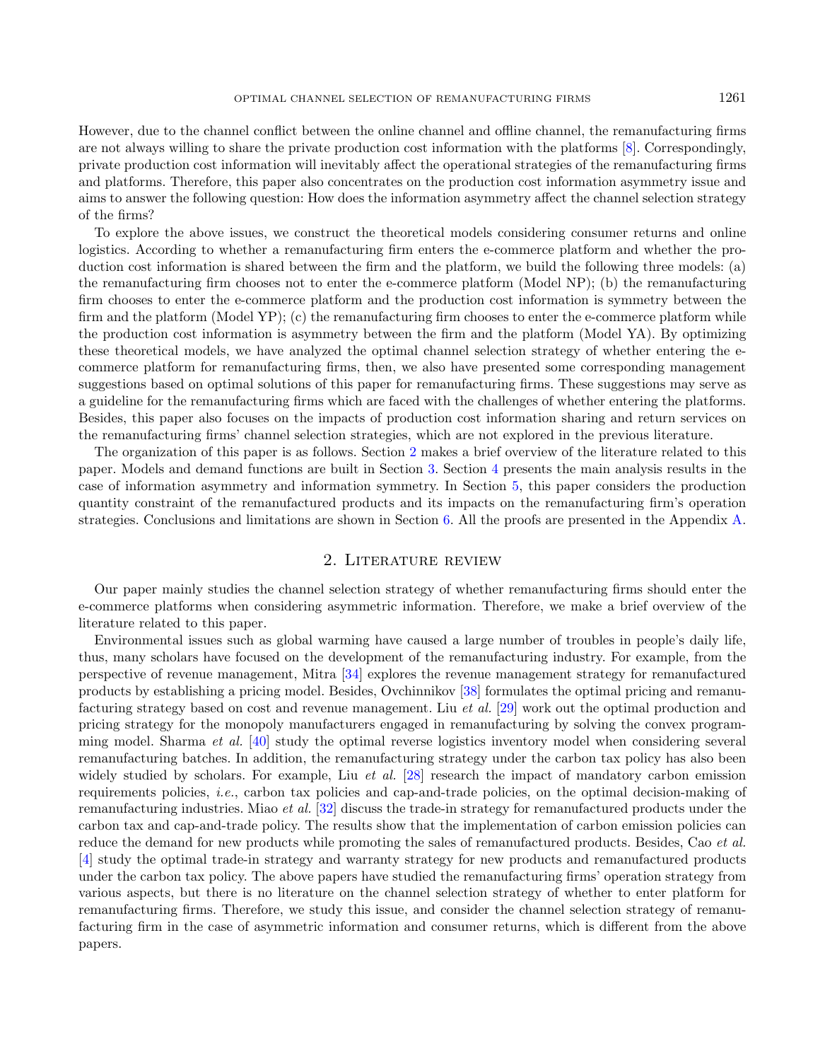However, due to the channel conflict between the online channel and offline channel, the remanufacturing firms are not always willing to share the private production cost information with the platforms [8]. Correspondingly, private production cost information will inevitably affect the operational strategies of the remanufacturing firms and platforms. Therefore, this paper also concentrates on the production cost information asymmetry issue and aims to answer the following question: How does the information asymmetry affect the channel selection strategy of the firms?

To explore the above issues, we construct the theoretical models considering consumer returns and online logistics. According to whether a remanufacturing firm enters the e-commerce platform and whether the production cost information is shared between the firm and the platform, we build the following three models: (a) the remanufacturing firm chooses not to enter the e-commerce platform (Model NP); (b) the remanufacturing firm chooses to enter the e-commerce platform and the production cost information is symmetry between the firm and the platform (Model YP); (c) the remanufacturing firm chooses to enter the e-commerce platform while the production cost information is asymmetry between the firm and the platform (Model YA). By optimizing these theoretical models, we have analyzed the optimal channel selection strategy of whether entering the e-commerce platform for remanufacturing firms, then, we also have presented some corresponding management suggestions based on optimal solutions of this paper for remanufacturing firms. These suggestions may serve as a guideline for the remanufacturing firms which are faced with the challenges of whether entering the platforms. Besides, this paper also focuses on the impacts of production cost information sharing and return services on the remanufacturing firms' channel selection strategies, which are not explored in the previous literature.

The organization of this paper is as follows. Section 2 makes a brief overview of the literature related to this paper. Models and demand functions are built in Section 3. Section 4 presents the main analysis results in the case of information asymmetry and information symmetry. In Section 5, this paper considers the production quantity constraint of the remanufactured products and its impacts on the remanufacturing firm's operation strategies. Conclusions and limitations are shown in Section 6. All the proofs are presented in the Appendix A.

## 2. Literature review

Our paper mainly studies the channel selection strategy of whether remanufacturing firms should enter the e-commerce platforms when considering asymmetric information. Therefore, we make a brief overview of the literature related to this paper.

Environmental issues such as global warming have caused a large number of troubles in people's daily life, thus, many scholars have focused on the development of the remanufacturing industry. For example, from the perspective of revenue management, Mitra [34] explores the revenue management strategy for remanufactured products by establishing a pricing model. Besides, Ovchinnikov [38] formulates the optimal pricing and remanufacturing strategy based on cost and revenue management. Liu *et al.* [29] work out the optimal production and pricing strategy for the monopoly manufacturers engaged in remanufacturing by solving the convex programming model. Sharma *et al.* [40] study the optimal reverse logistics inventory model when considering several remanufacturing batches. In addition, the remanufacturing strategy under the carbon tax policy has also been widely studied by scholars. For example, Liu *et al.* [28] research the impact of mandatory carbon emission requirements policies, *i.e.*, carbon tax policies and cap-and-trade policies, on the optimal decision-making of remanufacturing industries. Miao *et al.* [32] discuss the trade-in strategy for remanufactured products under the carbon tax and cap-and-trade policy. The results show that the implementation of carbon emission policies can reduce the demand for new products while promoting the sales of remanufactured products. Besides, Cao *et al.* [4] study the optimal trade-in strategy and warranty strategy for new products and remanufactured products under the carbon tax policy. The above papers have studied the remanufacturing firms' operation strategy from various aspects, but there is no literature on the channel selection strategy of whether to enter platform for remanufacturing firms. Therefore, we study this issue, and consider the channel selection strategy of remanufacturing firm in the case of asymmetric information and consumer returns, which is different from the above papers.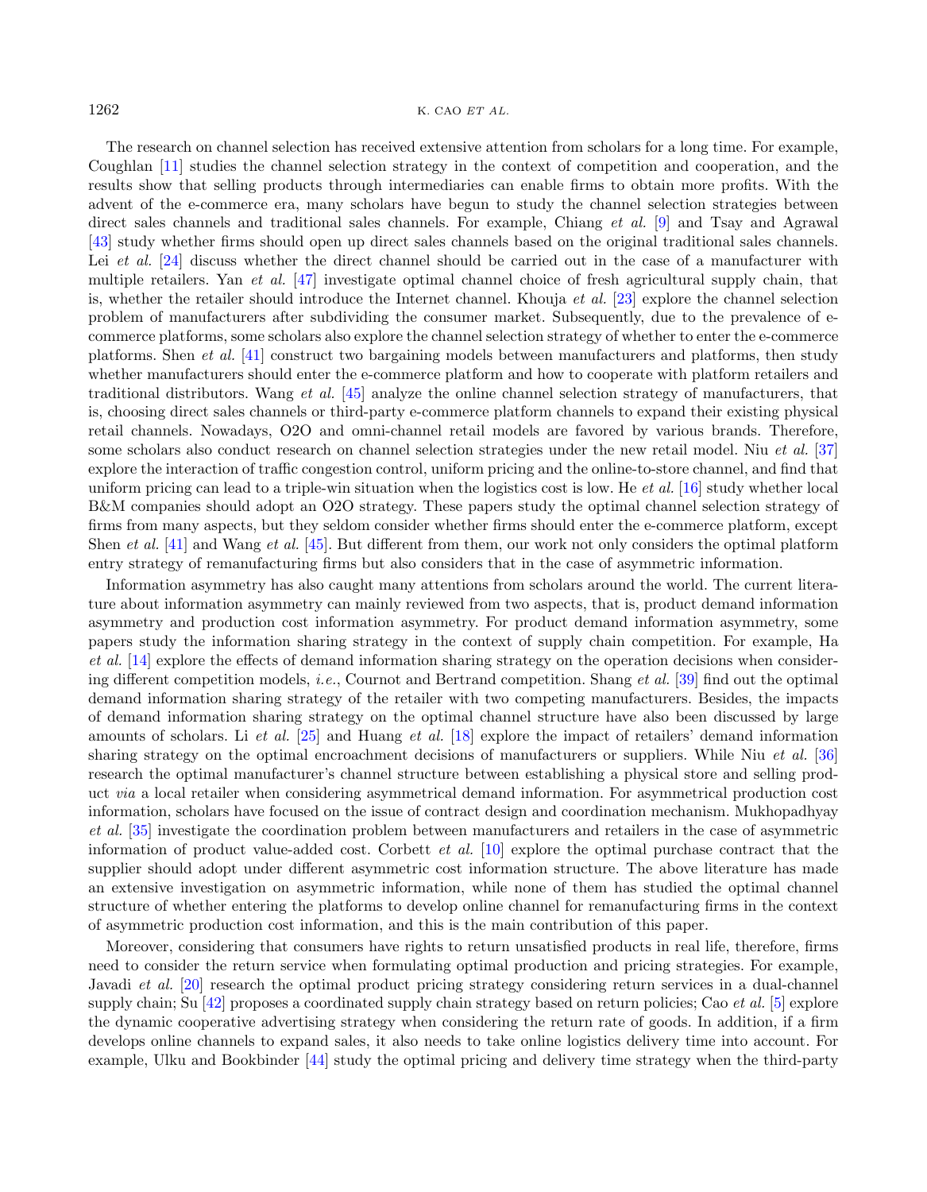The research on channel selection has received extensive attention from scholars for a long time. For example, Coughlan [11] studies the channel selection strategy in the context of competition and cooperation, and the results show that selling products through intermediaries can enable firms to obtain more profits. With the advent of the e-commerce era, many scholars have begun to study the channel selection strategies between direct sales channels and traditional sales channels. For example, Chiang *et al.* [9] and Tsay and Agrawal [43] study whether firms should open up direct sales channels based on the original traditional sales channels. Lei *et al.* [24] discuss whether the direct channel should be carried out in the case of a manufacturer with multiple retailers. Yan *et al.* [47] investigate optimal channel choice of fresh agricultural supply chain, that is, whether the retailer should introduce the Internet channel. Khouja *et al.* [23] explore the channel selection problem of manufacturers after subdividing the consumer market. Subsequently, due to the prevalence of e-commerce platforms, some scholars also explore the channel selection strategy of whether to enter the e-commerce platforms. Shen *et al.* [41] construct two bargaining models between manufacturers and platforms, then study whether manufacturers should enter the e-commerce platform and how to cooperate with platform retailers and traditional distributors. Wang *et al.* [45] analyze the online channel selection strategy of manufacturers, that is, choosing direct sales channels or third-party e-commerce platform channels to expand their existing physical retail channels. Nowadays, O2O and omni-channel retail models are favored by various brands. Therefore, some scholars also conduct research on channel selection strategies under the new retail model. Niu *et al.* [37] explore the interaction of traffic congestion control, uniform pricing and the online-to-store channel, and find that uniform pricing can lead to a triple-win situation when the logistics cost is low. He *et al.* [16] study whether local B&M companies should adopt an O2O strategy. These papers study the optimal channel selection strategy of firms from many aspects, but they seldom consider whether firms should enter the e-commerce platform, except Shen *et al.* [41] and Wang *et al.* [45]. But different from them, our work not only considers the optimal platform entry strategy of remanufacturing firms but also considers that in the case of asymmetric information.

Information asymmetry has also caught many attentions from scholars around the world. The current literature about information asymmetry can mainly reviewed from two aspects, that is, product demand information asymmetry and production cost information asymmetry. For product demand information asymmetry, some papers study the information sharing strategy in the context of supply chain competition. For example, Ha *et al.* [14] explore the effects of demand information sharing strategy on the operation decisions when considering different competition models, *i.e.*, Cournot and Bertrand competition. Shang *et al.* [39] find out the optimal demand information sharing strategy of the retailer with two competing manufacturers. Besides, the impacts of demand information sharing strategy on the optimal channel structure have also been discussed by large amounts of scholars. Li *et al.* [25] and Huang *et al.* [18] explore the impact of retailers' demand information sharing strategy on the optimal encroachment decisions of manufacturers or suppliers. While Niu *et al.* [36] research the optimal manufacturer's channel structure between establishing a physical store and selling product *via* a local retailer when considering asymmetrical demand information. For asymmetrical production cost information, scholars have focused on the issue of contract design and coordination mechanism. Mukhopadhyay *et al.* [35] investigate the coordination problem between manufacturers and retailers in the case of asymmetric information of product value-added cost. Corbett *et al.* [10] explore the optimal purchase contract that the supplier should adopt under different asymmetric cost information structure. The above literature has made an extensive investigation on asymmetric information, while none of them has studied the optimal channel structure of whether entering the platforms to develop online channel for remanufacturing firms in the context of asymmetric production cost information, and this is the main contribution of this paper.

Moreover, considering that consumers have rights to return unsatisfied products in real life, therefore, firms need to consider the return service when formulating optimal production and pricing strategies. For example, Javadi *et al.* [20] research the optimal product pricing strategy considering return services in a dual-channel supply chain; Su [42] proposes a coordinated supply chain strategy based on return policies; Cao *et al.* [5] explore the dynamic cooperative advertising strategy when considering the return rate of goods. In addition, if a firm develops online channels to expand sales, it also needs to take online logistics delivery time into account. For example, Ulku and Bookbinder [44] study the optimal pricing and delivery time strategy when the third-party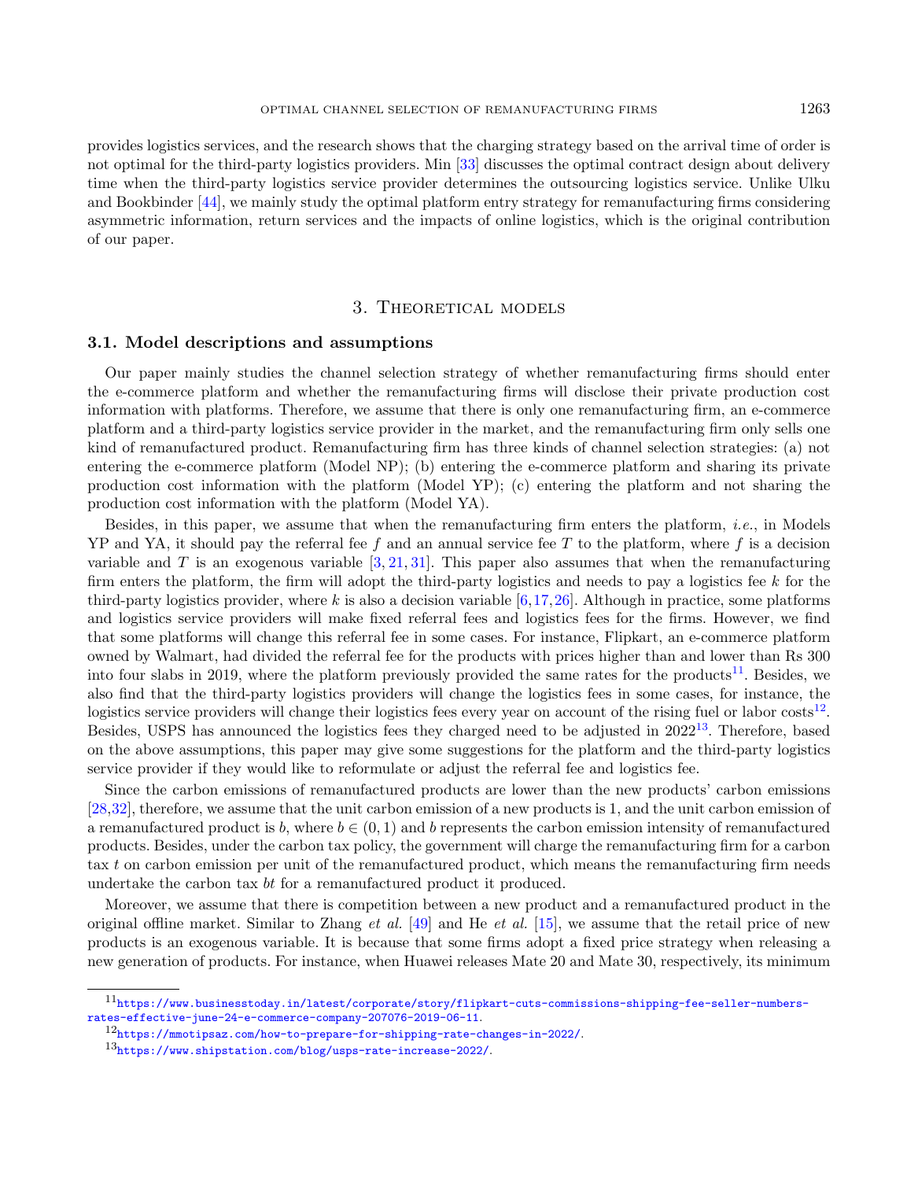provides logistics services, and the research shows that the charging strategy based on the arrival time of order is not optimal for the third-party logistics providers. Min [33] discusses the optimal contract design about delivery time when the third-party logistics service provider determines the outsourcing logistics service. Unlike Ulku and Bookbinder [44], we mainly study the optimal platform entry strategy for remanufacturing firms considering asymmetric information, return services and the impacts of online logistics, which is the original contribution of our paper.

## 3. Theoretical models

### 3.1. Model descriptions and assumptions

Our paper mainly studies the channel selection strategy of whether remanufacturing firms should enter the e-commerce platform and whether the remanufacturing firms will disclose their private production cost information with platforms. Therefore, we assume that there is only one remanufacturing firm, an e-commerce platform and a third-party logistics service provider in the market, and the remanufacturing firm only sells one kind of remanufactured product. Remanufacturing firm has three kinds of channel selection strategies: (a) not entering the e-commerce platform (Model NP); (b) entering the e-commerce platform and sharing its private production cost information with the platform (Model YP); (c) entering the platform and not sharing the production cost information with the platform (Model YA).

Besides, in this paper, we assume that when the remanufacturing firm enters the platform, *i.e.*, in Models YP and YA, it should pay the referral fee $f$ and an annual service fee $T$ to the platform, where $f$ is a decision variable and $T$ is an exogenous variable [3, 21, 31]. This paper also assumes that when the remanufacturing firm enters the platform, the firm will adopt the third-party logistics and needs to pay a logistics fee $k$ for the third-party logistics provider, where $k$ is also a decision variable [6,17,26]. Although in practice, some platforms and logistics service providers will make fixed referral fees and logistics fees for the firms. However, we find that some platforms will change this referral fee in some cases. For instance, Flipkart, an e-commerce platform owned by Walmart, had divided the referral fee for the products with prices higher than and lower than Rs 300 into four slabs in 2019, where the platform previously provided the same rates for the products[11]. Besides, we also find that the third-party logistics providers will change the logistics fees in some cases, for instance, the logistics service providers will change their logistics fees every year on account of the rising fuel or labor costs[12]. Besides, USPS has announced the logistics fees they charged need to be adjusted in 2022[13]. Therefore, based on the above assumptions, this paper may give some suggestions for the platform and the third-party logistics service provider if they would like to reformulate or adjust the referral fee and logistics fee.

Since the carbon emissions of remanufactured products are lower than the new products' carbon emissions [28,32], therefore, we assume that the unit carbon emission of a new products is 1, and the unit carbon emission of a remanufactured product is $b$, where $b \in (0, 1)$ and $b$ represents the carbon emission intensity of remanufactured products. Besides, under the carbon tax policy, the government will charge the remanufacturing firm for a carbon tax $t$ on carbon emission per unit of the remanufactured product, which means the remanufacturing firm needs undertake the carbon tax $bt$ for a remanufactured product it produced.

Moreover, we assume that there is competition between a new product and a remanufactured product in the original offline market. Similar to Zhang *et al.* [49] and He *et al.* [15], we assume that the retail price of new products is an exogenous variable. It is because that some firms adopt a fixed price strategy when releasing a new generation of products. For instance, when Huawei releases Mate 20 and Mate 30, respectively, its minimum

---

[11] https://www.businesstoday.in/latest/corporate/story/flipkart-cuts-commissions-shipping-fee-seller-numbers-rates-effective-june-24-e-commerce-company-207076-2019-06-11.

[12] https://mmotipsaz.com/how-to-prepare-for-shipping-rate-changes-in-2022/.

[13] https://www.shipstation.com/blog/usps-rate-increase-2022/.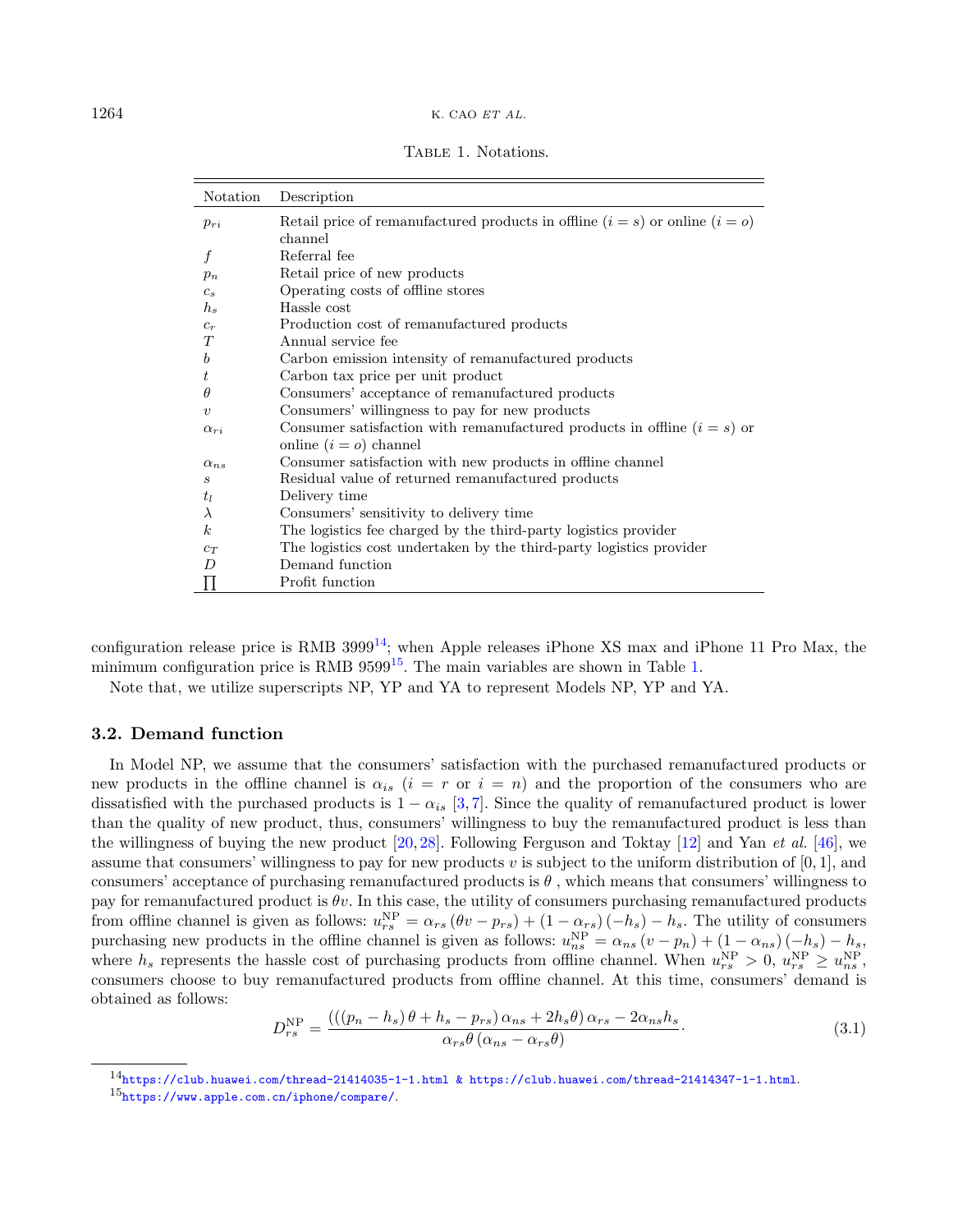Table 1. Notations.

| Notation | Description |
|---|---|
| $p_{ri}$ | Retail price of remanufactured products in offline ($i = s$) or online ($i = o$) channel |
| $f$ | Referral fee |
| $p_n$ | Retail price of new products |
| $c_s$ | Operating costs of offline stores |
| $h_s$ | Hassle cost |
| $c_r$ | Production cost of remanufactured products |
| $T$ | Annual service fee |
| $b$ | Carbon emission intensity of remanufactured products |
| $t$ | Carbon tax price per unit product |
| $\theta$ | Consumers' acceptance of remanufactured products |
| $v$ | Consumers' willingness to pay for new products |
| $\alpha_{ri}$ | Consumer satisfaction with remanufactured products in offline ($i = s$) or online ($i = o$) channel |
| $\alpha_{ns}$ | Consumer satisfaction with new products in offline channel |
| $s$ | Residual value of returned remanufactured products |
| $t_l$ | Delivery time |
| $\lambda$ | Consumers' sensitivity to delivery time |
| $k$ | The logistics fee charged by the third-party logistics provider |
| $c_T$ | The logistics cost undertaken by the third-party logistics provider |
| $D$ | Demand function |
| $\prod$ | Profit function |

configuration release price is RMB 3999[14]; when Apple releases iPhone XS max and iPhone 11 Pro Max, the minimum configuration price is RMB 9599[15]. The main variables are shown in Table 1.

Note that, we utilize superscripts NP, YP and YA to represent Models NP, YP and YA.

### 3.2. Demand function

In Model NP, we assume that the consumers' satisfaction with the purchased remanufactured products or new products in the offline channel is $\alpha_{is}$ ($i = r$ or $i = n$) and the proportion of the consumers who are dissatisfied with the purchased products is $1 - \alpha_{is}$ [3,7]. Since the quality of remanufactured product is lower than the quality of new product, thus, consumers' willingness to buy the remanufactured product is less than the willingness of buying the new product [20,28]. Following Ferguson and Toktay [12] and Yan *et al.* [46], we assume that consumers' willingness to pay for new products $v$ is subject to the uniform distribution of $[0, 1]$, and consumers' acceptance of purchasing remanufactured products is $\theta$ , which means that consumers' willingness to pay for remanufactured product is $\theta v$. In this case, the utility of consumers purchasing remanufactured products from offline channel is given as follows: $u_{rs}^{\mathrm{NP}} = \alpha_{rs}(\theta v - p_{rs}) + (1 - \alpha_{rs})(-h_s) - h_s$. The utility of consumers purchasing new products in the offline channel is given as follows: $u_{ns}^{\mathrm{NP}} = \alpha_{ns}(v - p_n) + (1 - \alpha_{ns})(-h_s) - h_s$, where $h_s$ represents the hassle cost of purchasing products from offline channel. When $u_{rs}^{\mathrm{NP}} > 0$, $u_{rs}^{\mathrm{NP}} \geq u_{ns}^{\mathrm{NP}}$, consumers choose to buy remanufactured products from offline channel. At this time, consumers' demand is obtained as follows:

$$D_{rs}^{\mathrm{NP}} = \frac{(((p_n - h_s)\theta + h_s - p_{rs})\alpha_{ns} + 2h_s\theta)\alpha_{rs} - 2\alpha_{ns}h_s}{\alpha_{rs}\theta(\alpha_{ns} - \alpha_{rs}\theta)}. \tag{3.1}$$

---

[14] https://club.huawei.com/thread-21414035-1-1.html & https://club.huawei.com/thread-21414347-1-1.html.

[15] https://www.apple.com.cn/iphone/compare/.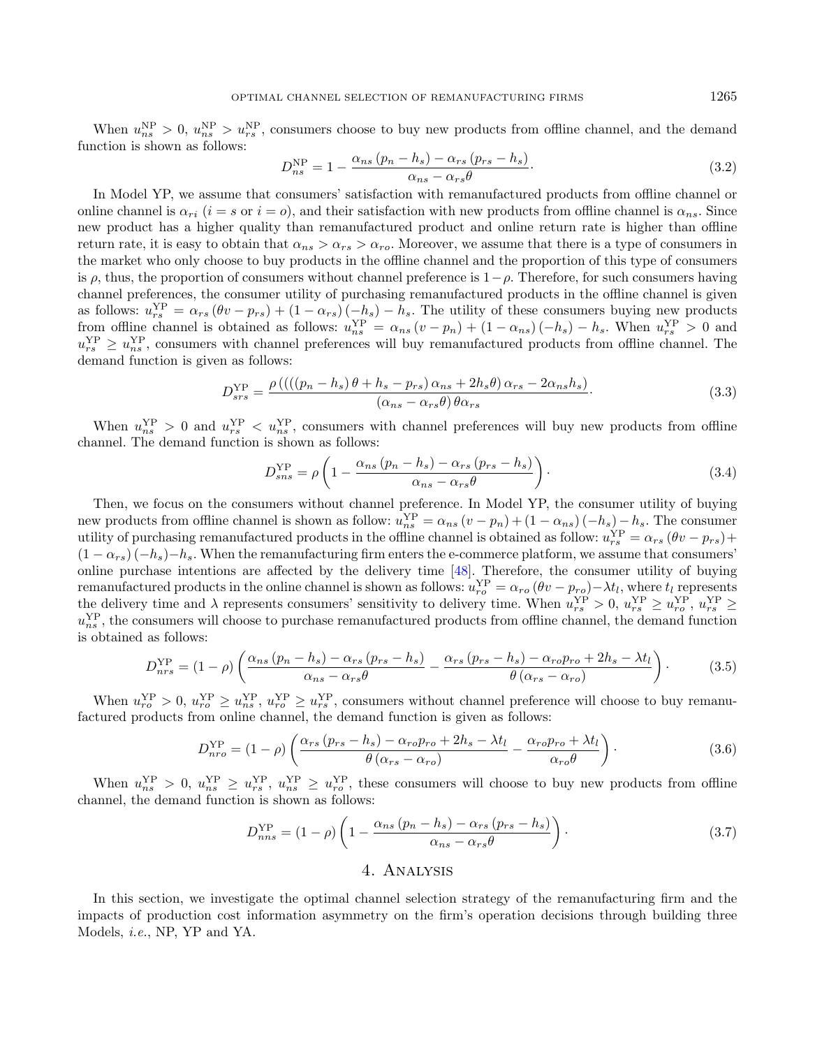When $u_{ns}^{\mathrm{NP}} > 0$, $u_{ns}^{\mathrm{NP}} > u_{rs}^{\mathrm{NP}}$, consumers choose to buy new products from offline channel, and the demand function is shown as follows:

$$D_{ns}^{\mathrm{NP}} = 1 - \frac{\alpha_{ns}(p_n - h_s) - \alpha_{rs}(p_{rs} - h_s)}{\alpha_{ns} - \alpha_{rs}\theta}. \tag{3.2}$$

In Model YP, we assume that consumers' satisfaction with remanufactured products from offline channel or online channel is $\alpha_{ri}$ ($i = s$ or $i = o$), and their satisfaction with new products from offline channel is $\alpha_{ns}$. Since new product has a higher quality than remanufactured product and online return rate is higher than offline return rate, it is easy to obtain that $\alpha_{ns} > \alpha_{rs} > \alpha_{ro}$. Moreover, we assume that there is a type of consumers in the market who only choose to buy products in the offline channel and the proportion of this type of consumers is $\rho$, thus, the proportion of consumers without channel preference is $1-\rho$. Therefore, for such consumers having channel preferences, the consumer utility of purchasing remanufactured products in the offline channel is given as follows: $u_{rs}^{\mathrm{YP}} = \alpha_{rs}(\theta v - p_{rs}) + (1-\alpha_{rs})(-h_s) - h_s$. The utility of these consumers buying new products from offline channel is obtained as follows: $u_{ns}^{\mathrm{YP}} = \alpha_{ns}(v - p_n) + (1-\alpha_{ns})(-h_s) - h_s$. When $u_{rs}^{\mathrm{YP}} > 0$ and $u_{rs}^{\mathrm{YP}} \geq u_{ns}^{\mathrm{YP}}$, consumers with channel preferences will buy remanufactured products from offline channel. The demand function is given as follows:

$$D_{srs}^{\mathrm{YP}} = \frac{\rho\left(((((p_n - h_s)\theta + h_s - p_{rs})\alpha_{ns} + 2h_s\theta)\alpha_{rs} - 2\alpha_{ns}h_s\right)}{(\alpha_{ns} - \alpha_{rs}\theta)\theta\alpha_{rs}}. \tag{3.3}$$

When $u_{ns}^{\mathrm{YP}} > 0$ and $u_{rs}^{\mathrm{YP}} < u_{ns}^{\mathrm{YP}}$, consumers with channel preferences will buy new products from offline channel. The demand function is shown as follows:

$$D_{sns}^{\mathrm{YP}} = \rho\left(1 - \frac{\alpha_{ns}(p_n - h_s) - \alpha_{rs}(p_{rs} - h_s)}{\alpha_{ns} - \alpha_{rs}\theta}\right). \tag{3.4}$$

Then, we focus on the consumers without channel preference. In Model YP, the consumer utility of buying new products from offline channel is shown as follow: $u_{ns}^{\mathrm{YP}} = \alpha_{ns}(v - p_n) + (1-\alpha_{ns})(-h_s) - h_s$. The consumer utility of purchasing remanufactured products in the offline channel is obtained as follow: $u_{rs}^{\mathrm{YP}} = \alpha_{rs}(\theta v - p_{rs}) + (1-\alpha_{rs})(-h_s) - h_s$. When the remanufacturing firm enters the e-commerce platform, we assume that consumers' online purchase intentions are affected by the delivery time [48]. Therefore, the consumer utility of buying remanufactured products in the online channel is shown as follows: $u_{ro}^{\mathrm{YP}} = \alpha_{ro}(\theta v - p_{ro}) - \lambda t_l$, where $t_l$ represents the delivery time and $\lambda$ represents consumers' sensitivity to delivery time. When $u_{rs}^{\mathrm{YP}} > 0$, $u_{rs}^{\mathrm{YP}} \geq u_{ro}^{\mathrm{YP}}$, $u_{rs}^{\mathrm{YP}} \geq u_{ns}^{\mathrm{YP}}$, the consumers will choose to purchase remanufactured products from offline channel, the demand function is obtained as follows:

$$D_{nrs}^{\mathrm{YP}} = (1-\rho)\left(\frac{\alpha_{ns}(p_n - h_s) - \alpha_{rs}(p_{rs} - h_s)}{\alpha_{ns} - \alpha_{rs}\theta} - \frac{\alpha_{rs}(p_{rs} - h_s) - \alpha_{ro}p_{ro} + 2h_s - \lambda t_l}{\theta(\alpha_{rs} - \alpha_{ro})}\right). \tag{3.5}$$

When $u_{ro}^{\mathrm{YP}} > 0$, $u_{ro}^{\mathrm{YP}} \geq u_{ns}^{\mathrm{YP}}$, $u_{ro}^{\mathrm{YP}} \geq u_{rs}^{\mathrm{YP}}$, consumers without channel preference will choose to buy remanufactured products from online channel, the demand function is given as follows:

$$D_{nro}^{\mathrm{YP}} = (1-\rho)\left(\frac{\alpha_{rs}(p_{rs} - h_s) - \alpha_{ro}p_{ro} + 2h_s - \lambda t_l}{\theta(\alpha_{rs} - \alpha_{ro})} - \frac{\alpha_{ro}p_{ro} + \lambda t_l}{\alpha_{ro}\theta}\right). \tag{3.6}$$

When $u_{ns}^{\mathrm{YP}} > 0$, $u_{ns}^{\mathrm{YP}} \geq u_{rs}^{\mathrm{YP}}$, $u_{ns}^{\mathrm{YP}} \geq u_{ro}^{\mathrm{YP}}$, these consumers will choose to buy new products from offline channel, the demand function is shown as follows:

$$D_{nns}^{\mathrm{YP}} = (1-\rho)\left(1 - \frac{\alpha_{ns}(p_n - h_s) - \alpha_{rs}(p_{rs} - h_s)}{\alpha_{ns} - \alpha_{rs}\theta}\right). \tag{3.7}$$

## 4. Analysis

In this section, we investigate the optimal channel selection strategy of the remanufacturing firm and the impacts of production cost information asymmetry on the firm's operation decisions through building three Models, *i.e.*, NP, YP and YA.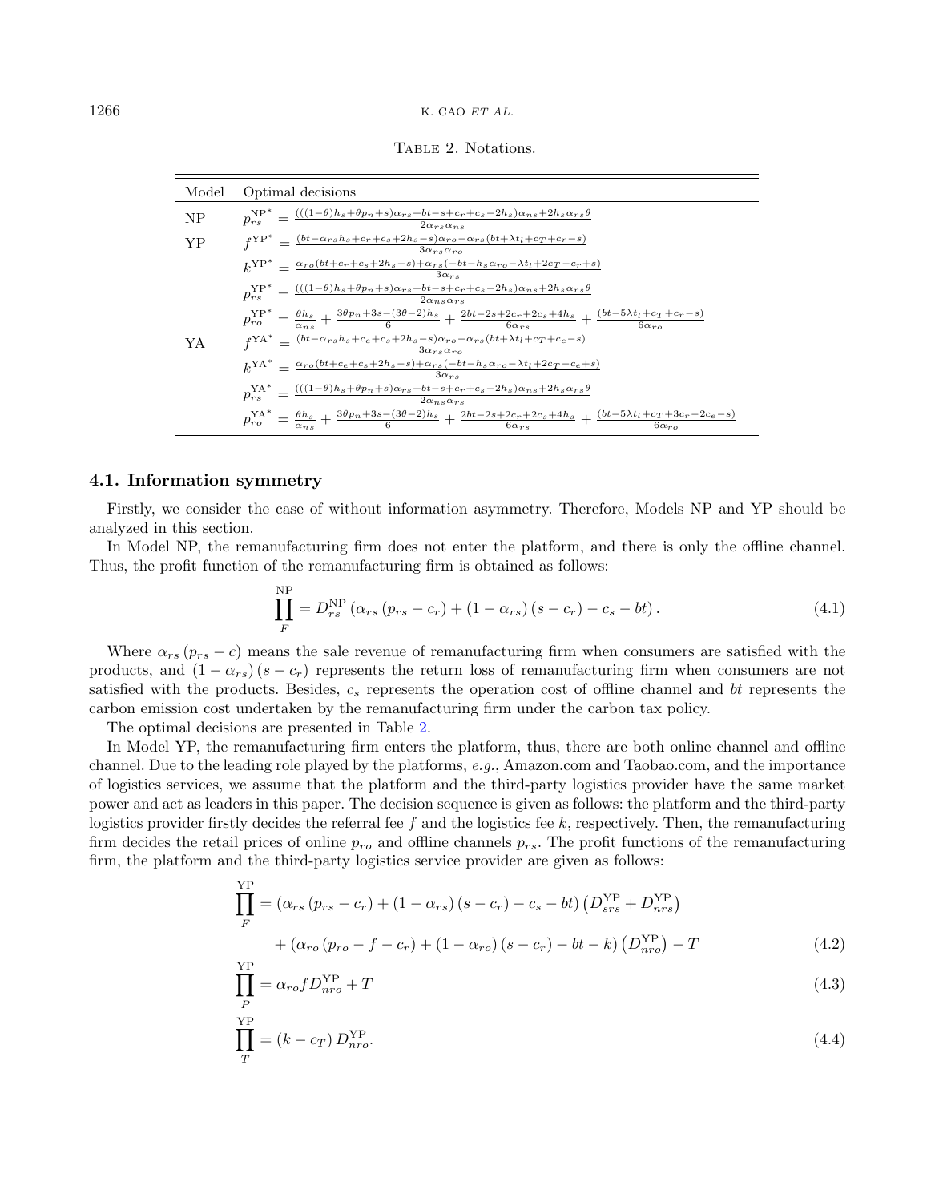Table 2. Notations.

| Model | Optimal decisions |
| --- | --- |
| NP | $p_{rs}^{\mathrm{NP}^*} = \frac{(((1-\theta)h_s+\theta p_n+s)\alpha_{rs}+bt-s+c_r+c_s-2h_s)\alpha_{ns}+2h_s\alpha_{rs}\theta}{2\alpha_{rs}\alpha_{ns}}$ |
| YP | $f^{\mathrm{YP}^*} = \frac{(bt-\alpha_{rs}h_s+c_r+c_s+2h_s-s)\alpha_{ro}-\alpha_{rs}(bt+\lambda t_l+c_T+c_r-s)}{3\alpha_{rs}\alpha_{ro}}$ |
| | $k^{\mathrm{YP}^*} = \frac{\alpha_{ro}(bt+c_r+c_s+2h_s-s)+\alpha_{rs}(-bt-h_s\alpha_{ro}-\lambda t_l+2c_T-c_r+s)}{3\alpha_{rs}}$ |
| | $p_{rs}^{\mathrm{YP}^*} = \frac{(((1-\theta)h_s+\theta p_n+s)\alpha_{rs}+bt-s+c_r+c_s-2h_s)\alpha_{ns}+2h_s\alpha_{rs}\theta}{2\alpha_{ns}\alpha_{rs}}$ |
| | $p_{ro}^{\mathrm{YP}^*} = \frac{\theta h_s}{\alpha_{ns}} + \frac{3\theta p_n+3s-(3\theta-2)h_s}{6} + \frac{2bt-2s+2c_r+2c_s+4h_s}{6\alpha_{rs}} + \frac{(bt-5\lambda t_l+c_T+c_r-s)}{6\alpha_{ro}}$ |
| YA | $f^{\mathrm{YA}^*} = \frac{(bt-\alpha_{rs}h_s+c_e+c_s+2h_s-s)\alpha_{ro}-\alpha_{rs}(bt+\lambda t_l+c_T+c_e-s)}{3\alpha_{rs}\alpha_{ro}}$ |
| | $k^{\mathrm{YA}^*} = \frac{\alpha_{ro}(bt+c_e+c_s+2h_s-s)+\alpha_{rs}(-bt-h_s\alpha_{ro}-\lambda t_l+2c_T-c_e+s)}{3\alpha_{rs}}$ |
| | $p_{rs}^{\mathrm{YA}^*} = \frac{(((1-\theta)h_s+\theta p_n+s)\alpha_{rs}+bt-s+c_r+c_s-2h_s)\alpha_{ns}+2h_s\alpha_{rs}\theta}{2\alpha_{ns}\alpha_{rs}}$ |
| | $p_{ro}^{\mathrm{YA}^*} = \frac{\theta h_s}{\alpha_{ns}} + \frac{3\theta p_n+3s-(3\theta-2)h_s}{6} + \frac{2bt-2s+2c_r+2c_s+4h_s}{6\alpha_{rs}} + \frac{(bt-5\lambda t_l+c_T+3c_r-2c_e-s)}{6\alpha_{ro}}$ |

### 4.1. Information symmetry

Firstly, we consider the case of without information asymmetry. Therefore, Models NP and YP should be analyzed in this section.

In Model NP, the remanufacturing firm does not enter the platform, and there is only the offline channel. Thus, the profit function of the remanufacturing firm is obtained as follows:

$$\prod_F^{\mathrm{NP}} = D_{rs}^{\mathrm{NP}}\left(\alpha_{rs}\left(p_{rs}-c_r\right)+\left(1-\alpha_{rs}\right)\left(s-c_r\right)-c_s-bt\right). \tag{4.1}$$

Where $\alpha_{rs}(p_{rs}-c)$ means the sale revenue of remanufacturing firm when consumers are satisfied with the products, and $(1-\alpha_{rs})(s-c_r)$ represents the return loss of remanufacturing firm when consumers are not satisfied with the products. Besides, $c_s$ represents the operation cost of offline channel and $bt$ represents the carbon emission cost undertaken by the remanufacturing firm under the carbon tax policy.

The optimal decisions are presented in Table 2.

In Model YP, the remanufacturing firm enters the platform, thus, there are both online channel and offline channel. Due to the leading role played by the platforms, *e.g.*, Amazon.com and Taobao.com, and the importance of logistics services, we assume that the platform and the third-party logistics provider have the same market power and act as leaders in this paper. The decision sequence is given as follows: the platform and the third-party logistics provider firstly decides the referral fee $f$ and the logistics fee $k$, respectively. Then, the remanufacturing firm decides the retail prices of online $p_{ro}$ and offline channels $p_{rs}$. The profit functions of the remanufacturing firm, the platform and the third-party logistics service provider are given as follows:

$$\prod_F^{\mathrm{YP}} = \left(\alpha_{rs}\left(p_{rs}-c_r\right)+\left(1-\alpha_{rs}\right)\left(s-c_r\right)-c_s-bt\right)\left(D_{srs}^{\mathrm{YP}}+D_{nrs}^{\mathrm{YP}}\right)$$
$$+\left(\alpha_{ro}\left(p_{ro}-f-c_r\right)+\left(1-\alpha_{ro}\right)\left(s-c_r\right)-bt-k\right)\left(D_{nro}^{\mathrm{YP}}\right)-T \tag{4.2}$$

$$\prod_P^{\mathrm{YP}} = \alpha_{ro} f D_{nro}^{\mathrm{YP}} + T \tag{4.3}$$

$$\prod_T^{\mathrm{YP}} = \left(k-c_T\right) D_{nro}^{\mathrm{YP}}. \tag{4.4}$$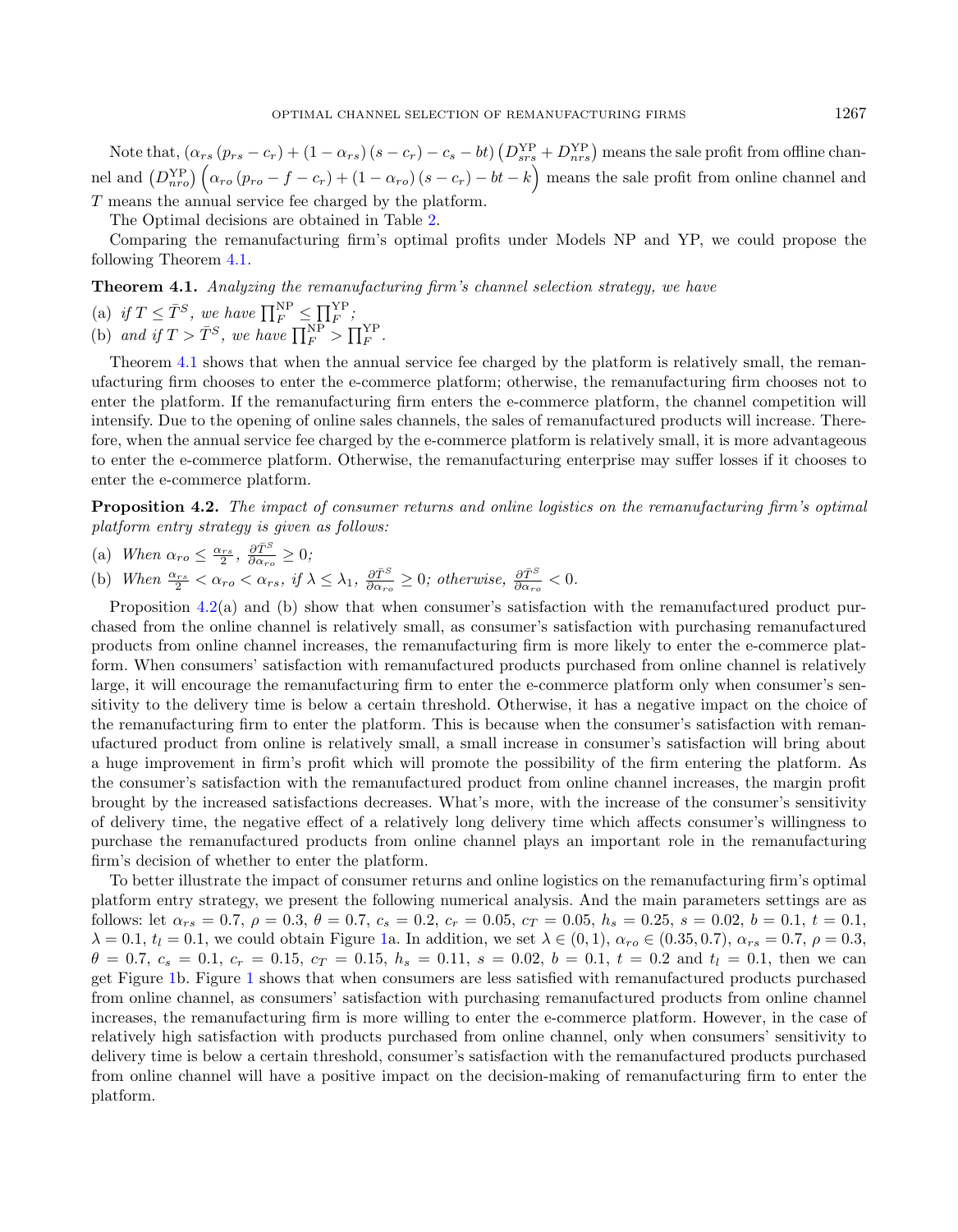Note that, $(\alpha_{rs}(p_{rs}-c_r)+(1-\alpha_{rs})(s-c_r)-c_s-bt)\left(D_{srs}^{\mathrm{YP}}+D_{nrs}^{\mathrm{YP}}\right)$ means the sale profit from offline channel and $\left(D_{nro}^{\mathrm{YP}}\right)\Big(\alpha_{ro}(p_{ro}-f-c_r)+(1-\alpha_{ro})(s-c_r)-bt-k\Big)$ means the sale profit from online channel and $T$ means the annual service fee charged by the platform.

The Optimal decisions are obtained in Table 2.

Comparing the remanufacturing firm's optimal profits under Models NP and YP, we could propose the following Theorem 4.1.

**Theorem 4.1.** *Analyzing the remanufacturing firm's channel selection strategy, we have*

(a) *if $T \leq \bar{T}^S$, we have $\prod_F^{\mathrm{NP}} \leq \prod_F^{\mathrm{YP}}$;*
(b) *and if $T > \bar{T}^S$, we have $\prod_F^{\mathrm{NP}} > \prod_F^{\mathrm{YP}}$.*

Theorem 4.1 shows that when the annual service fee charged by the platform is relatively small, the remanufacturing firm chooses to enter the e-commerce platform; otherwise, the remanufacturing firm chooses not to enter the platform. If the remanufacturing firm enters the e-commerce platform, the channel competition will intensify. Due to the opening of online sales channels, the sales of remanufactured products will increase. Therefore, when the annual service fee charged by the e-commerce platform is relatively small, it is more advantageous to enter the e-commerce platform. Otherwise, the remanufacturing enterprise may suffer losses if it chooses to enter the e-commerce platform.

**Proposition 4.2.** *The impact of consumer returns and online logistics on the remanufacturing firm's optimal platform entry strategy is given as follows:*

(a) *When $\alpha_{ro} \leq \frac{\alpha_{rs}}{2}$, $\frac{\partial \bar{T}^S}{\partial \alpha_{ro}} \geq 0$;*
(b) *When $\frac{\alpha_{rs}}{2} < \alpha_{ro} < \alpha_{rs}$, if $\lambda \leq \lambda_1$, $\frac{\partial \bar{T}^S}{\partial \alpha_{ro}} \geq 0$; otherwise, $\frac{\partial \bar{T}^S}{\partial \alpha_{ro}} < 0$.*

Proposition 4.2(a) and (b) show that when consumer's satisfaction with the remanufactured product purchased from the online channel is relatively small, as consumer's satisfaction with purchasing remanufactured products from online channel increases, the remanufacturing firm is more likely to enter the e-commerce platform. When consumers' satisfaction with remanufactured products purchased from online channel is relatively large, it will encourage the remanufacturing firm to enter the e-commerce platform only when consumer's sensitivity to the delivery time is below a certain threshold. Otherwise, it has a negative impact on the choice of the remanufacturing firm to enter the platform. This is because when the consumer's satisfaction with remanufactured product from online is relatively small, a small increase in consumer's satisfaction will bring about a huge improvement in firm's profit which will promote the possibility of the firm entering the platform. As the consumer's satisfaction with the remanufactured product from online channel increases, the margin profit brought by the increased satisfactions decreases. What's more, with the increase of the consumer's sensitivity of delivery time, the negative effect of a relatively long delivery time which affects consumer's willingness to purchase the remanufactured products from online channel plays an important role in the remanufacturing firm's decision of whether to enter the platform.

To better illustrate the impact of consumer returns and online logistics on the remanufacturing firm's optimal platform entry strategy, we present the following numerical analysis. And the main parameters settings are as follows: let $\alpha_{rs} = 0.7$, $\rho = 0.3$, $\theta = 0.7$, $c_s = 0.2$, $c_r = 0.05$, $c_T = 0.05$, $h_s = 0.25$, $s = 0.02$, $b = 0.1$, $t = 0.1$, $\lambda = 0.1$, $t_l = 0.1$, we could obtain Figure 1a. In addition, we set $\lambda \in (0,1)$, $\alpha_{ro} \in (0.35, 0.7)$, $\alpha_{rs} = 0.7$, $\rho = 0.3$, $\theta = 0.7$, $c_s = 0.1$, $c_r = 0.15$, $c_T = 0.15$, $h_s = 0.11$, $s = 0.02$, $b = 0.1$, $t = 0.2$ and $t_l = 0.1$, then we can get Figure 1b. Figure 1 shows that when consumers are less satisfied with remanufactured products purchased from online channel, as consumers' satisfaction with purchasing remanufactured products from online channel increases, the remanufacturing firm is more willing to enter the e-commerce platform. However, in the case of relatively high satisfaction with products purchased from online channel, only when consumers' sensitivity to delivery time is below a certain threshold, consumer's satisfaction with the remanufactured products purchased from online channel will have a positive impact on the decision-making of remanufacturing firm to enter the platform.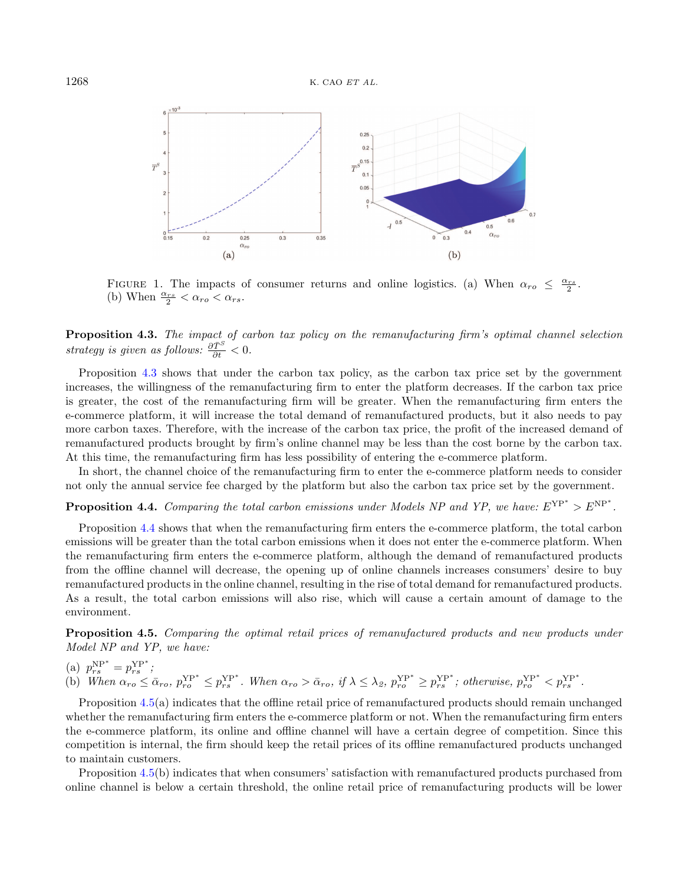FIGURE 1. The impacts of consumer returns and online logistics. (a) When $\alpha_{ro} \leq \frac{\alpha_{rs}}{2}$. (b) When $\frac{\alpha_{rs}}{2} < \alpha_{ro} < \alpha_{rs}$.

**Proposition 4.3.** *The impact of carbon tax policy on the remanufacturing firm's optimal channel selection strategy is given as follows:* $\frac{\partial \bar{T}^S}{\partial t} < 0$.

Proposition 4.3 shows that under the carbon tax policy, as the carbon tax price set by the government increases, the willingness of the remanufacturing firm to enter the platform decreases. If the carbon tax price is greater, the cost of the remanufacturing firm will be greater. When the remanufacturing firm enters the e-commerce platform, it will increase the total demand of remanufactured products, but it also needs to pay more carbon taxes. Therefore, with the increase of the carbon tax price, the profit of the increased demand of remanufactured products brought by firm's online channel may be less than the cost borne by the carbon tax. At this time, the remanufacturing firm has less possibility of entering the e-commerce platform.

In short, the channel choice of the remanufacturing firm to enter the e-commerce platform needs to consider not only the annual service fee charged by the platform but also the carbon tax price set by the government.

**Proposition 4.4.** *Comparing the total carbon emissions under Models NP and YP, we have:* $E^{\text{YP}^*} > E^{\text{NP}^*}$.

Proposition 4.4 shows that when the remanufacturing firm enters the e-commerce platform, the total carbon emissions will be greater than the total carbon emissions when it does not enter the e-commerce platform. When the remanufacturing firm enters the e-commerce platform, although the demand of remanufactured products from the offline channel will decrease, the opening up of online channels increases consumers' desire to buy remanufactured products in the online channel, resulting in the rise of total demand for remanufactured products. As a result, the total carbon emissions will also rise, which will cause a certain amount of damage to the environment.

**Proposition 4.5.** *Comparing the optimal retail prices of remanufactured products and new products under Model NP and YP, we have:*

(a) $p_{rs}^{\text{NP}^*} = p_{rs}^{\text{YP}^*}$;
(b) *When* $\alpha_{ro} \leq \bar{\alpha}_{ro}$, $p_{ro}^{\text{YP}^*} \leq p_{rs}^{\text{YP}^*}$. *When* $\alpha_{ro} > \bar{\alpha}_{ro}$, *if* $\lambda \leq \lambda_2$, $p_{ro}^{\text{YP}^*} \geq p_{rs}^{\text{YP}^*}$; *otherwise,* $p_{ro}^{\text{YP}^*} < p_{rs}^{\text{YP}^*}$.

Proposition 4.5(a) indicates that the offline retail price of remanufactured products should remain unchanged whether the remanufacturing firm enters the e-commerce platform or not. When the remanufacturing firm enters the e-commerce platform, its online and offline channel will have a certain degree of competition. Since this competition is internal, the firm should keep the retail prices of its offline remanufactured products unchanged to maintain customers.

Proposition 4.5(b) indicates that when consumers' satisfaction with remanufactured products purchased from online channel is below a certain threshold, the online retail price of remanufacturing products will be lower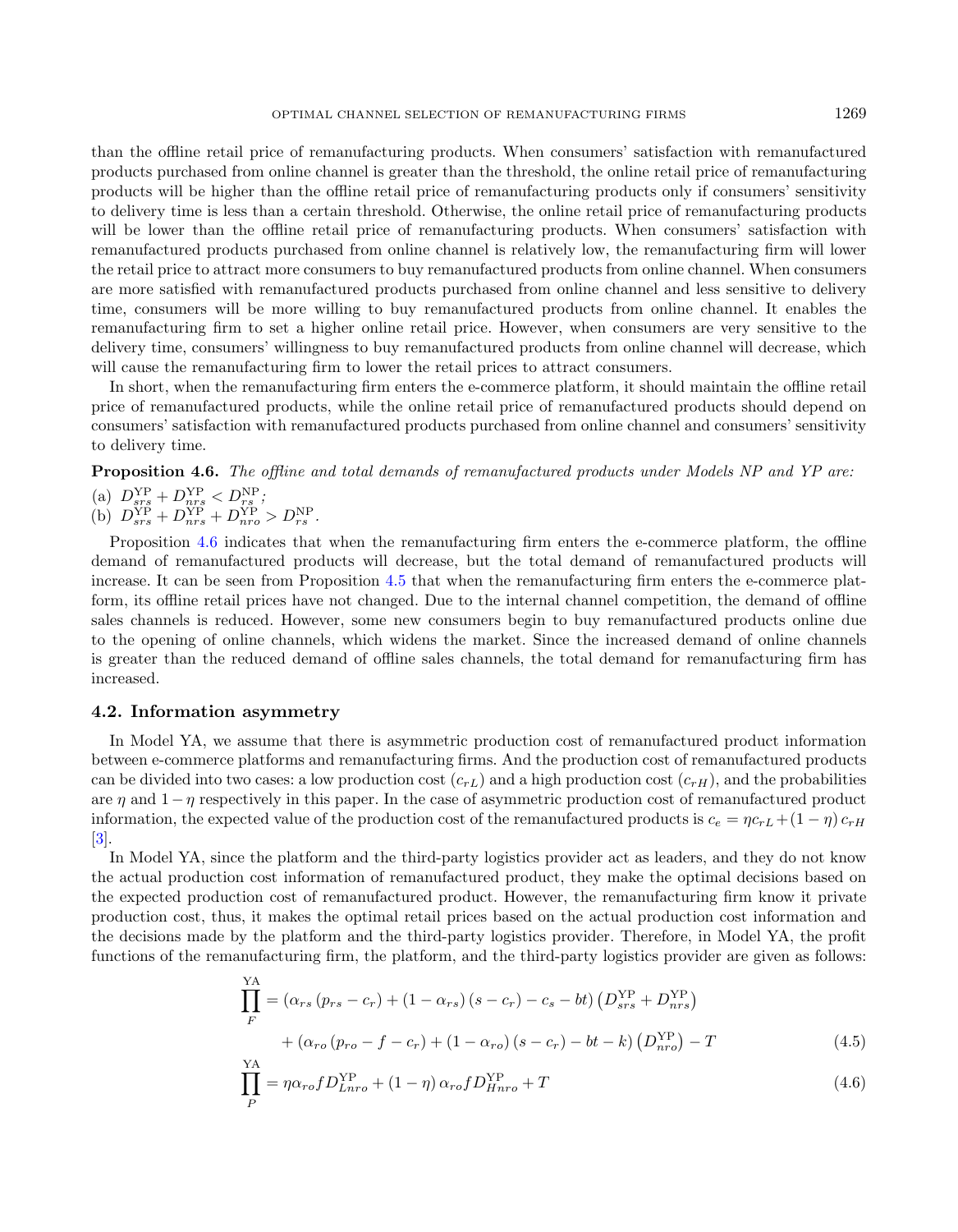than the offline retail price of remanufacturing products. When consumers' satisfaction with remanufactured products purchased from online channel is greater than the threshold, the online retail price of remanufacturing products will be higher than the offline retail price of remanufacturing products only if consumers' sensitivity to delivery time is less than a certain threshold. Otherwise, the online retail price of remanufacturing products will be lower than the offline retail price of remanufacturing products. When consumers' satisfaction with remanufactured products purchased from online channel is relatively low, the remanufacturing firm will lower the retail price to attract more consumers to buy remanufactured products from online channel. When consumers are more satisfied with remanufactured products purchased from online channel and less sensitive to delivery time, consumers will be more willing to buy remanufactured products from online channel. It enables the remanufacturing firm to set a higher online retail price. However, when consumers are very sensitive to the delivery time, consumers' willingness to buy remanufactured products from online channel will decrease, which will cause the remanufacturing firm to lower the retail prices to attract consumers.

In short, when the remanufacturing firm enters the e-commerce platform, it should maintain the offline retail price of remanufactured products, while the online retail price of remanufactured products should depend on consumers' satisfaction with remanufactured products purchased from online channel and consumers' sensitivity to delivery time.

**Proposition 4.6.** *The offline and total demands of remanufactured products under Models NP and YP are:*

(a) $D_{srs}^{\mathrm{YP}} + D_{nrs}^{\mathrm{YP}} < D_{rs}^{\mathrm{NP}}$;
(b) $D_{srs}^{\mathrm{YP}} + D_{nrs}^{\mathrm{YP}} + D_{nro}^{\mathrm{YP}} > D_{rs}^{\mathrm{NP}}$.

Proposition 4.6 indicates that when the remanufacturing firm enters the e-commerce platform, the offline demand of remanufactured products will decrease, but the total demand of remanufactured products will increase. It can be seen from Proposition 4.5 that when the remanufacturing firm enters the e-commerce platform, its offline retail prices have not changed. Due to the internal channel competition, the demand of offline sales channels is reduced. However, some new consumers begin to buy remanufactured products online due to the opening of online channels, which widens the market. Since the increased demand of online channels is greater than the reduced demand of offline sales channels, the total demand for remanufacturing firm has increased.

## 4.2. Information asymmetry

In Model YA, we assume that there is asymmetric production cost of remanufactured product information between e-commerce platforms and remanufacturing firms. And the production cost of remanufactured products can be divided into two cases: a low production cost ($c_{rL}$) and a high production cost ($c_{rH}$), and the probabilities are $\eta$ and $1-\eta$ respectively in this paper. In the case of asymmetric production cost of remanufactured product information, the expected value of the production cost of the remanufactured products is $c_e = \eta c_{rL} + (1-\eta)\, c_{rH}$ [3].

In Model YA, since the platform and the third-party logistics provider act as leaders, and they do not know the actual production cost information of remanufactured product, they make the optimal decisions based on the expected production cost of remanufactured product. However, the remanufacturing firm know it private production cost, thus, it makes the optimal retail prices based on the actual production cost information and the decisions made by the platform and the third-party logistics provider. Therefore, in Model YA, the profit functions of the remanufacturing firm, the platform, and the third-party logistics provider are given as follows:

$$\prod_{F}^{\mathrm{YA}} = \left(\alpha_{rs}\left(p_{rs} - c_r\right) + \left(1 - \alpha_{rs}\right)\left(s - c_r\right) - c_s - bt\right)\left(D_{srs}^{\mathrm{YP}} + D_{nrs}^{\mathrm{YP}}\right) + \left(\alpha_{ro}\left(p_{ro} - f - c_r\right) + \left(1 - \alpha_{ro}\right)\left(s - c_r\right) - bt - k\right)\left(D_{nro}^{\mathrm{YP}}\right) - T \tag{4.5}$$

$$\prod_{P}^{\mathrm{YA}} = \eta \alpha_{ro} f D_{Lnro}^{\mathrm{YP}} + (1-\eta)\, \alpha_{ro} f D_{Hnro}^{\mathrm{YP}} + T \tag{4.6}$$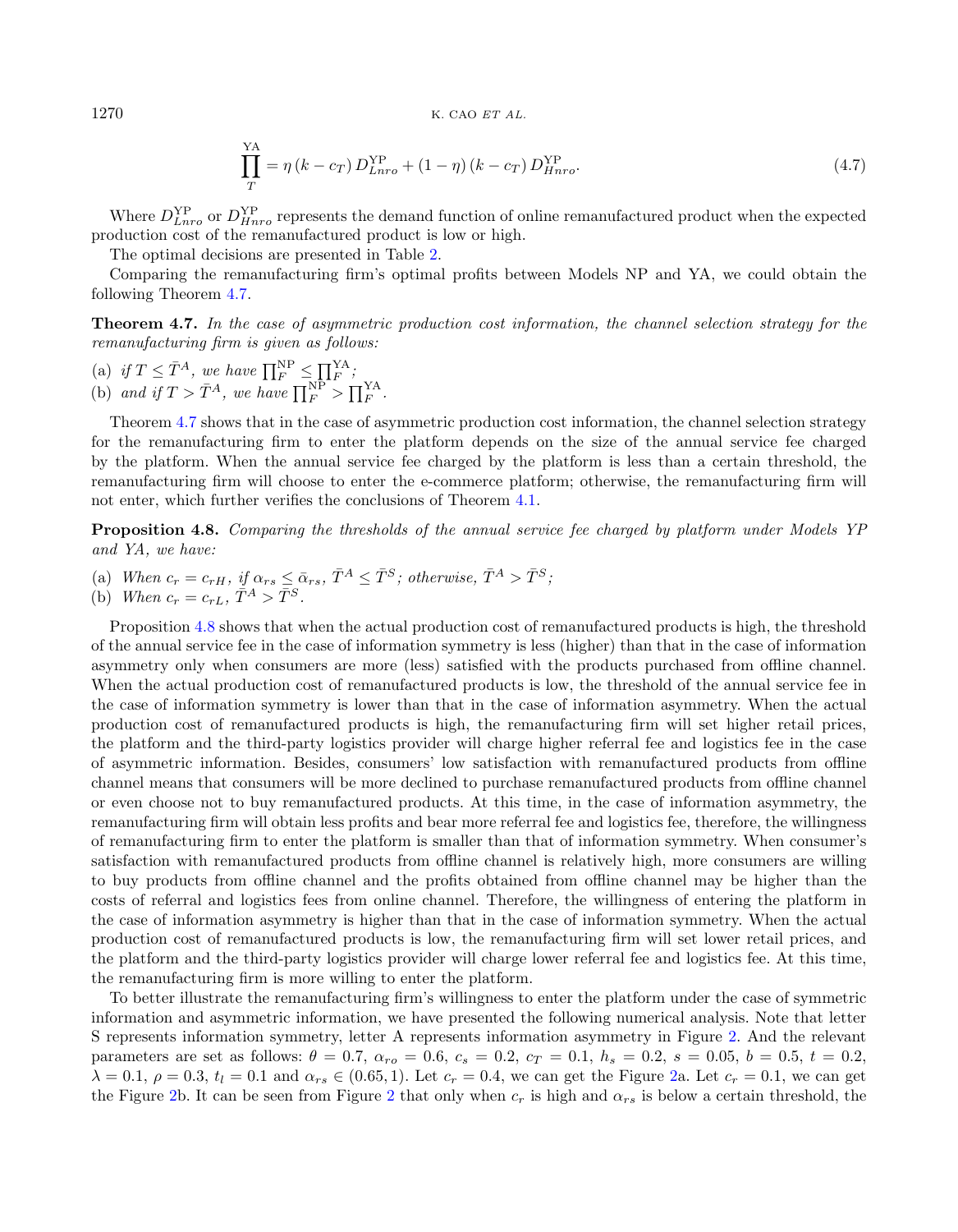$$\prod_{T}^{\text{YA}} = \eta\,(k - c_T)\,D_{Lnro}^{\text{YP}} + (1-\eta)\,(k - c_T)\,D_{Hnro}^{\text{YP}}. \tag{4.7}$$

Where $D_{Lnro}^{\text{YP}}$ or $D_{Hnro}^{\text{YP}}$ represents the demand function of online remanufactured product when the expected production cost of the remanufactured product is low or high.

The optimal decisions are presented in Table 2.

Comparing the remanufacturing firm's optimal profits between Models NP and YA, we could obtain the following Theorem 4.7.

**Theorem 4.7.** *In the case of asymmetric production cost information, the channel selection strategy for the remanufacturing firm is given as follows:*

(a) *if $T \leq \bar{T}^A$, we have $\prod_F^{\text{NP}} \leq \prod_F^{\text{YA}}$;*
(b) *and if $T > \bar{T}^A$, we have $\prod_F^{\text{NP}} > \prod_F^{\text{YA}}$.*

Theorem 4.7 shows that in the case of asymmetric production cost information, the channel selection strategy for the remanufacturing firm to enter the platform depends on the size of the annual service fee charged by the platform. When the annual service fee charged by the platform is less than a certain threshold, the remanufacturing firm will choose to enter the e-commerce platform; otherwise, the remanufacturing firm will not enter, which further verifies the conclusions of Theorem 4.1.

**Proposition 4.8.** *Comparing the thresholds of the annual service fee charged by platform under Models YP and YA, we have:*

(a) *When $c_r = c_{rH}$, if $\alpha_{rs} \leq \bar{\alpha}_{rs}$, $\bar{T}^A \leq \bar{T}^S$; otherwise, $\bar{T}^A > \bar{T}^S$;*
(b) *When $c_r = c_{rL}$, $\bar{T}^A > \bar{T}^S$.*

Proposition 4.8 shows that when the actual production cost of remanufactured products is high, the threshold of the annual service fee in the case of information symmetry is less (higher) than that in the case of information asymmetry only when consumers are more (less) satisfied with the products purchased from offline channel. When the actual production cost of remanufactured products is low, the threshold of the annual service fee in the case of information symmetry is lower than that in the case of information asymmetry. When the actual production cost of remanufactured products is high, the remanufacturing firm will set higher retail prices, the platform and the third-party logistics provider will charge higher referral fee and logistics fee in the case of asymmetric information. Besides, consumers' low satisfaction with remanufactured products from offline channel means that consumers will be more declined to purchase remanufactured products from offline channel or even choose not to buy remanufactured products. At this time, in the case of information asymmetry, the remanufacturing firm will obtain less profits and bear more referral fee and logistics fee, therefore, the willingness of remanufacturing firm to enter the platform is smaller than that of information symmetry. When consumer's satisfaction with remanufactured products from offline channel is relatively high, more consumers are willing to buy products from offline channel and the profits obtained from offline channel may be higher than the costs of referral and logistics fees from online channel. Therefore, the willingness of entering the platform in the case of information asymmetry is higher than that in the case of information symmetry. When the actual production cost of remanufactured products is low, the remanufacturing firm will set lower retail prices, and the platform and the third-party logistics provider will charge lower referral fee and logistics fee. At this time, the remanufacturing firm is more willing to enter the platform.

To better illustrate the remanufacturing firm's willingness to enter the platform under the case of symmetric information and asymmetric information, we have presented the following numerical analysis. Note that letter S represents information symmetry, letter A represents information asymmetry in Figure 2. And the relevant parameters are set as follows: $\theta = 0.7$, $\alpha_{ro} = 0.6$, $c_s = 0.2$, $c_T = 0.1$, $h_s = 0.2$, $s = 0.05$, $b = 0.5$, $t = 0.2$, $\lambda = 0.1$, $\rho = 0.3$, $t_l = 0.1$ and $\alpha_{rs} \in (0.65, 1)$. Let $c_r = 0.4$, we can get the Figure 2a. Let $c_r = 0.1$, we can get the Figure 2b. It can be seen from Figure 2 that only when $c_r$ is high and $\alpha_{rs}$ is below a certain threshold, the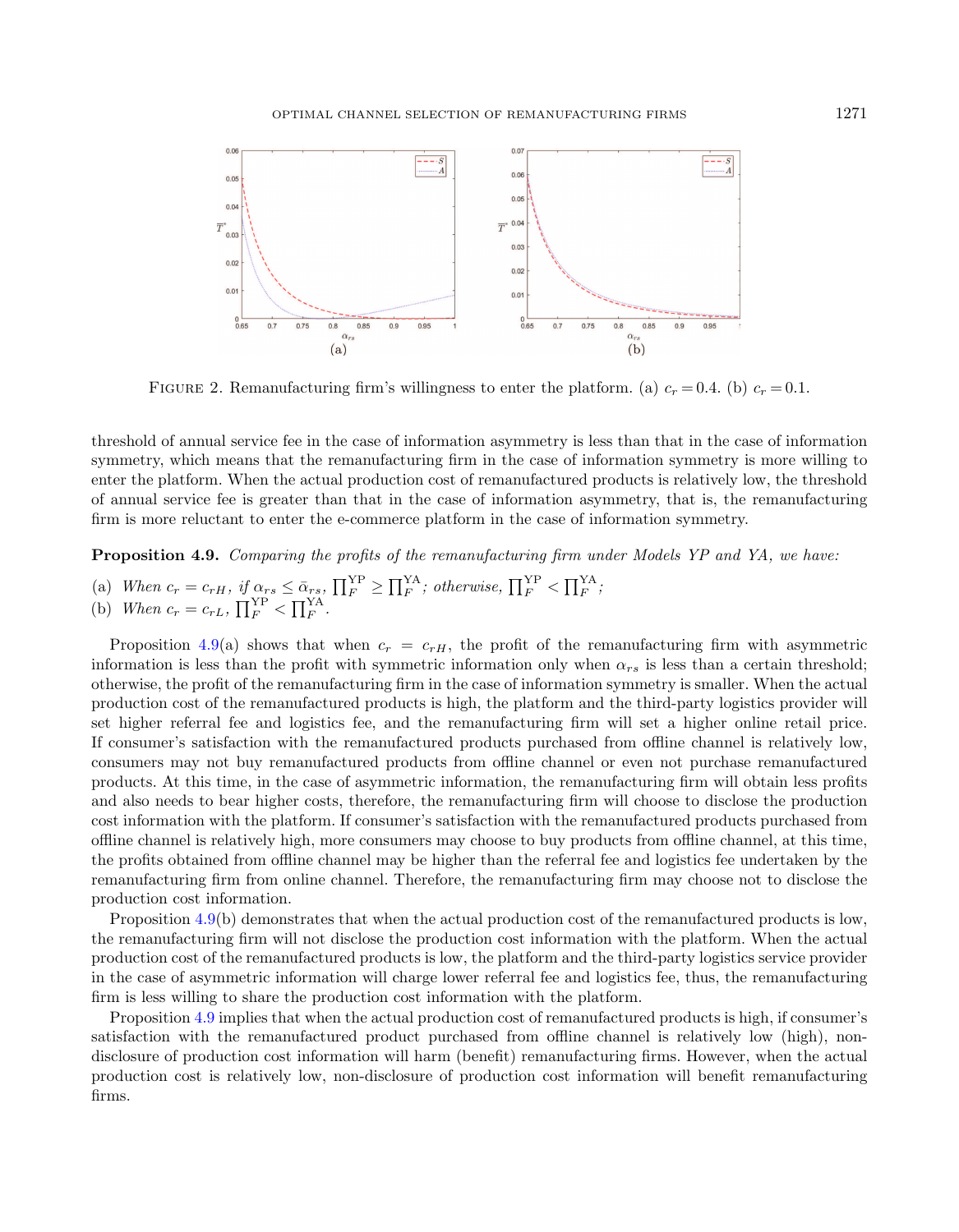FIGURE 2. Remanufacturing firm's willingness to enter the platform. (a) $c_r = 0.4$. (b) $c_r = 0.1$.

threshold of annual service fee in the case of information asymmetry is less than that in the case of information symmetry, which means that the remanufacturing firm in the case of information symmetry is more willing to enter the platform. When the actual production cost of remanufactured products is relatively low, the threshold of annual service fee is greater than that in the case of information asymmetry, that is, the remanufacturing firm is more reluctant to enter the e-commerce platform in the case of information symmetry.

**Proposition 4.9.** *Comparing the profits of the remanufacturing firm under Models YP and YA, we have:*

(a) *When $c_r = c_{rH}$, if $\alpha_{rs} \le \bar{\alpha}_{rs}$, $\prod_F^{\text{YP}} \ge \prod_F^{\text{YA}}$; otherwise, $\prod_F^{\text{YP}} < \prod_F^{\text{YA}}$;*
(b) *When $c_r = c_{rL}$, $\prod_F^{\text{YP}} < \prod_F^{\text{YA}}$.*

Proposition 4.9(a) shows that when $c_r = c_{rH}$, the profit of the remanufacturing firm with asymmetric information is less than the profit with symmetric information only when $\alpha_{rs}$ is less than a certain threshold; otherwise, the profit of the remanufacturing firm in the case of information symmetry is smaller. When the actual production cost of the remanufactured products is high, the platform and the third-party logistics provider will set higher referral fee and logistics fee, and the remanufacturing firm will set a higher online retail price. If consumer's satisfaction with the remanufactured products purchased from offline channel is relatively low, consumers may not buy remanufactured products from offline channel or even not purchase remanufactured products. At this time, in the case of asymmetric information, the remanufacturing firm will obtain less profits and also needs to bear higher costs, therefore, the remanufacturing firm will choose to disclose the production cost information with the platform. If consumer's satisfaction with the remanufactured products purchased from offline channel is relatively high, more consumers may choose to buy products from offline channel, at this time, the profits obtained from offline channel may be higher than the referral fee and logistics fee undertaken by the remanufacturing firm from online channel. Therefore, the remanufacturing firm may choose not to disclose the production cost information.

Proposition 4.9(b) demonstrates that when the actual production cost of the remanufactured products is low, the remanufacturing firm will not disclose the production cost information with the platform. When the actual production cost of the remanufactured products is low, the platform and the third-party logistics service provider in the case of asymmetric information will charge lower referral fee and logistics fee, thus, the remanufacturing firm is less willing to share the production cost information with the platform.

Proposition 4.9 implies that when the actual production cost of remanufactured products is high, if consumer's satisfaction with the remanufactured product purchased from offline channel is relatively low (high), non-disclosure of production cost information will harm (benefit) remanufacturing firms. However, when the actual production cost is relatively low, non-disclosure of production cost information will benefit remanufacturing firms.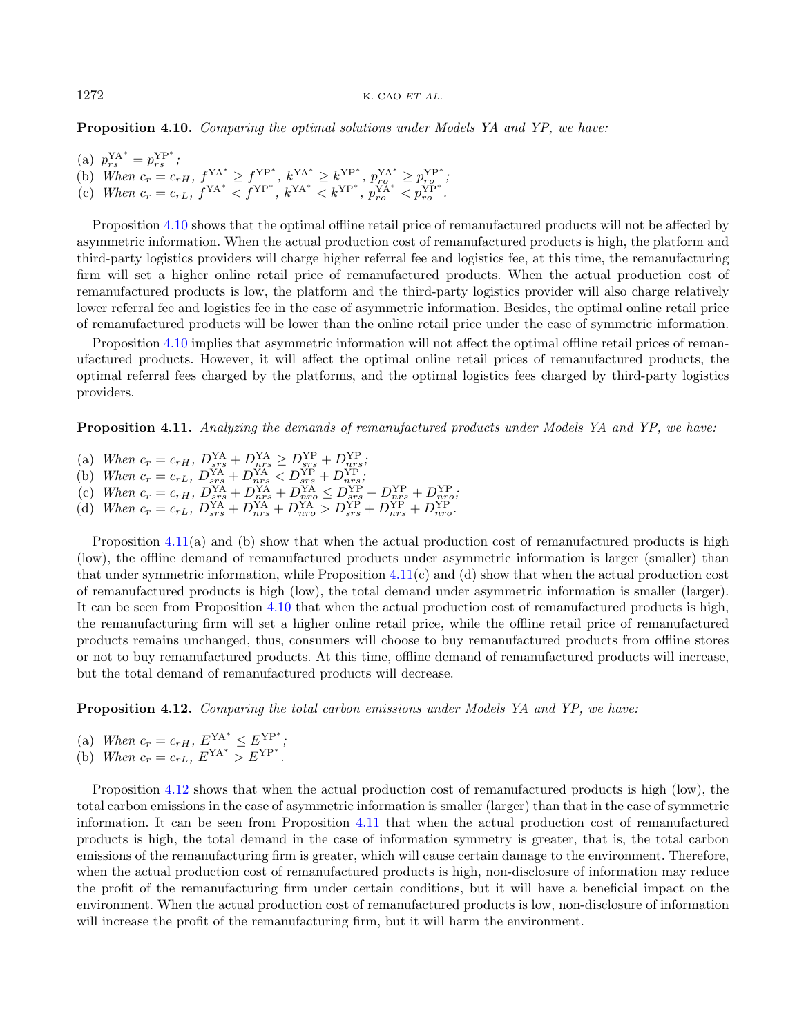**Proposition 4.10.** *Comparing the optimal solutions under Models YA and YP, we have:*

(a) $p_{rs}^{\mathrm{YA}^*} = p_{rs}^{\mathrm{YP}^*}$;
(b) *When* $c_r = c_{rH}$, $f^{\mathrm{YA}^*} \geq f^{\mathrm{YP}^*}$, $k^{\mathrm{YA}^*} \geq k^{\mathrm{YP}^*}$, $p_{ro}^{\mathrm{YA}^*} \geq p_{ro}^{\mathrm{YP}^*}$;
(c) *When* $c_r = c_{rL}$, $f^{\mathrm{YA}^*} < f^{\mathrm{YP}^*}$, $k^{\mathrm{YA}^*} < k^{\mathrm{YP}^*}$, $p_{ro}^{\mathrm{YA}^*} < p_{ro}^{\mathrm{YP}^*}$.

Proposition 4.10 shows that the optimal offline retail price of remanufactured products will not be affected by asymmetric information. When the actual production cost of remanufactured products is high, the platform and third-party logistics providers will charge higher referral fee and logistics fee, at this time, the remanufacturing firm will set a higher online retail price of remanufactured products. When the actual production cost of remanufactured products is low, the platform and the third-party logistics provider will also charge relatively lower referral fee and logistics fee in the case of asymmetric information. Besides, the optimal online retail price of remanufactured products will be lower than the online retail price under the case of symmetric information.

Proposition 4.10 implies that asymmetric information will not affect the optimal offline retail prices of remanufactured products. However, it will affect the optimal online retail prices of remanufactured products, the optimal referral fees charged by the platforms, and the optimal logistics fees charged by third-party logistics providers.

**Proposition 4.11.** *Analyzing the demands of remanufactured products under Models YA and YP, we have:*

(a) *When* $c_r = c_{rH}$, $D_{srs}^{\mathrm{YA}} + D_{nrs}^{\mathrm{YA}} \geq D_{srs}^{\mathrm{YP}} + D_{nrs}^{\mathrm{YP}}$;
(b) *When* $c_r = c_{rL}$, $D_{srs}^{\mathrm{YA}} + D_{nrs}^{\mathrm{YA}} < D_{srs}^{\mathrm{YP}} + D_{nrs}^{\mathrm{YP}}$;
(c) *When* $c_r = c_{rH}$, $D_{srs}^{\mathrm{YA}} + D_{nrs}^{\mathrm{YA}} + D_{nro}^{\mathrm{YA}} \leq D_{srs}^{\mathrm{YP}} + D_{nrs}^{\mathrm{YP}} + D_{nro}^{\mathrm{YP}}$;
(d) *When* $c_r = c_{rL}$, $D_{srs}^{\mathrm{YA}} + D_{nrs}^{\mathrm{YA}} + D_{nro}^{\mathrm{YA}} > D_{srs}^{\mathrm{YP}} + D_{nrs}^{\mathrm{YP}} + D_{nro}^{\mathrm{YP}}$.

Proposition 4.11(a) and (b) show that when the actual production cost of remanufactured products is high (low), the offline demand of remanufactured products under asymmetric information is larger (smaller) than that under symmetric information, while Proposition 4.11(c) and (d) show that when the actual production cost of remanufactured products is high (low), the total demand under asymmetric information is smaller (larger). It can be seen from Proposition 4.10 that when the actual production cost of remanufactured products is high, the remanufacturing firm will set a higher online retail price, while the offline retail price of remanufactured products remains unchanged, thus, consumers will choose to buy remanufactured products from offline stores or not to buy remanufactured products. At this time, offline demand of remanufactured products will increase, but the total demand of remanufactured products will decrease.

**Proposition 4.12.** *Comparing the total carbon emissions under Models YA and YP, we have:*

(a) *When* $c_r = c_{rH}$, $E^{\mathrm{YA}^*} \leq E^{\mathrm{YP}^*}$;
(b) *When* $c_r = c_{rL}$, $E^{\mathrm{YA}^*} > E^{\mathrm{YP}^*}$.

Proposition 4.12 shows that when the actual production cost of remanufactured products is high (low), the total carbon emissions in the case of asymmetric information is smaller (larger) than that in the case of symmetric information. It can be seen from Proposition 4.11 that when the actual production cost of remanufactured products is high, the total demand in the case of information symmetry is greater, that is, the total carbon emissions of the remanufacturing firm is greater, which will cause certain damage to the environment. Therefore, when the actual production cost of remanufactured products is high, non-disclosure of information may reduce the profit of the remanufacturing firm under certain conditions, but it will have a beneficial impact on the environment. When the actual production cost of remanufactured products is low, non-disclosure of information will increase the profit of the remanufacturing firm, but it will harm the environment.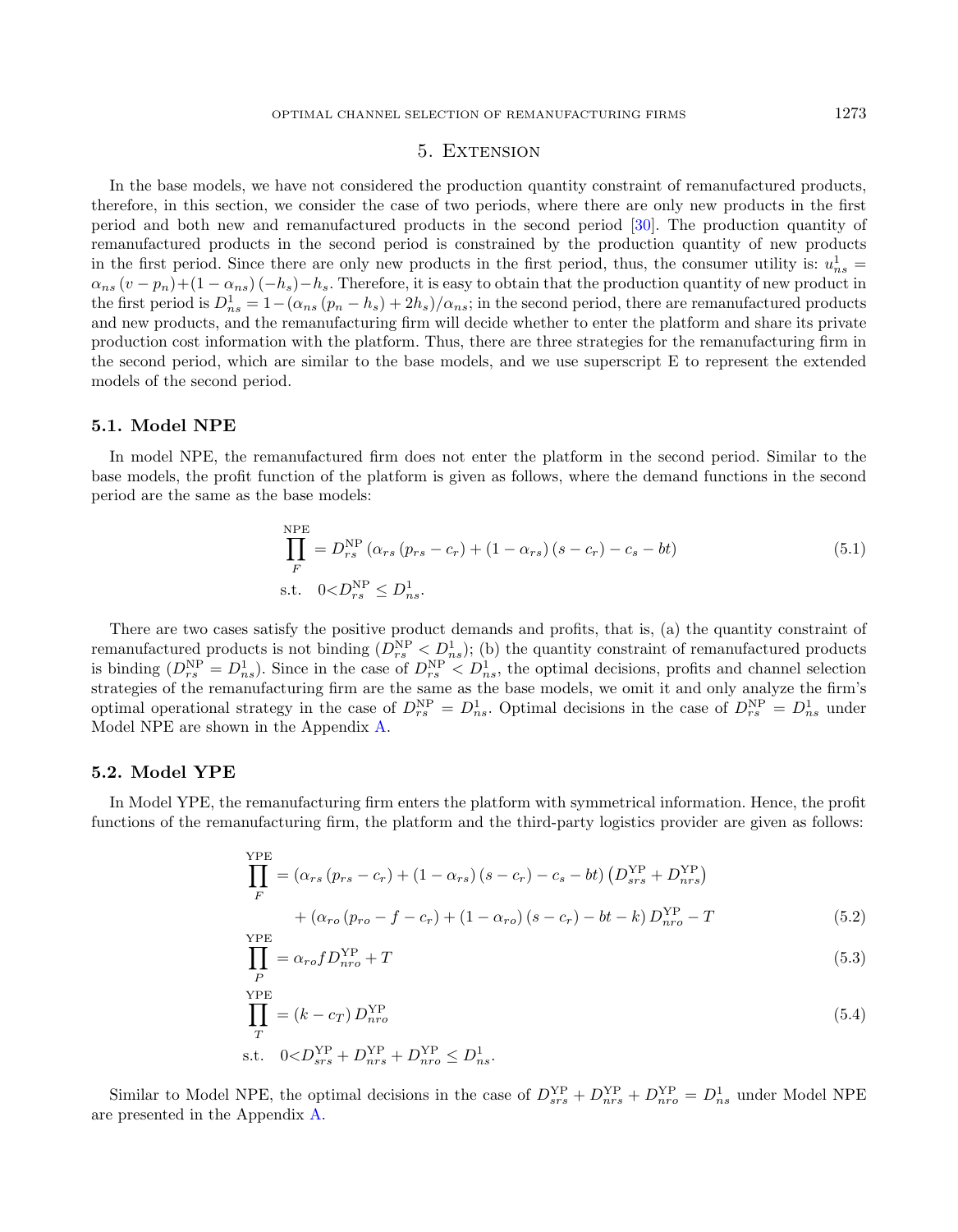## 5. Extension

In the base models, we have not considered the production quantity constraint of remanufactured products, therefore, in this section, we consider the case of two periods, where there are only new products in the first period and both new and remanufactured products in the second period [30]. The production quantity of remanufactured products in the second period is constrained by the production quantity of new products in the first period. Since there are only new products in the first period, thus, the consumer utility is: $u_{ns}^1 = \alpha_{ns}(v-p_n)+(1-\alpha_{ns})(-h_s)-h_s$. Therefore, it is easy to obtain that the production quantity of new product in the first period is $D_{ns}^1 = 1-(\alpha_{ns}(p_n-h_s)+2h_s)/\alpha_{ns}$; in the second period, there are remanufactured products and new products, and the remanufacturing firm will decide whether to enter the platform and share its private production cost information with the platform. Thus, there are three strategies for the remanufacturing firm in the second period, which are similar to the base models, and we use superscript E to represent the extended models of the second period.

### 5.1. Model NPE

In model NPE, the remanufactured firm does not enter the platform in the second period. Similar to the base models, the profit function of the platform is given as follows, where the demand functions in the second period are the same as the base models:

$$\prod_F^{\text{NPE}} = D_{rs}^{\text{NP}}\left(\alpha_{rs}(p_{rs}-c_r)+(1-\alpha_{rs})(s-c_r)-c_s-bt\right) \tag{5.1}$$
$$\text{s.t.}\quad 0<D_{rs}^{\text{NP}} \leq D_{ns}^1.$$

There are two cases satisfy the positive product demands and profits, that is, (a) the quantity constraint of remanufactured products is not binding ($D_{rs}^{\text{NP}} < D_{ns}^1$); (b) the quantity constraint of remanufactured products is binding ($D_{rs}^{\text{NP}} = D_{ns}^1$). Since in the case of $D_{rs}^{\text{NP}} < D_{ns}^1$, the optimal decisions, profits and channel selection strategies of the remanufacturing firm are the same as the base models, we omit it and only analyze the firm's optimal operational strategy in the case of $D_{rs}^{\text{NP}} = D_{ns}^1$. Optimal decisions in the case of $D_{rs}^{\text{NP}} = D_{ns}^1$ under Model NPE are shown in the Appendix A.

### 5.2. Model YPE

In Model YPE, the remanufacturing firm enters the platform with symmetrical information. Hence, the profit functions of the remanufacturing firm, the platform and the third-party logistics provider are given as follows:

$$\prod_F^{\text{YPE}} = \left(\alpha_{rs}(p_{rs}-c_r)+(1-\alpha_{rs})(s-c_r)-c_s-bt\right)\left(D_{srs}^{\text{YP}}+D_{nrs}^{\text{YP}}\right)$$
$$+\left(\alpha_{ro}(p_{ro}-f-c_r)+(1-\alpha_{ro})(s-c_r)-bt-k\right)D_{nro}^{\text{YP}}-T \tag{5.2}$$

$$\prod_P^{\text{YPE}} = \alpha_{ro} f D_{nro}^{\text{YP}} + T \tag{5.3}$$

$$\prod_T^{\text{YPE}} = (k-c_T)\,D_{nro}^{\text{YP}} \tag{5.4}$$
$$\text{s.t.}\quad 0<D_{srs}^{\text{YP}}+D_{nrs}^{\text{YP}}+D_{nro}^{\text{YP}} \leq D_{ns}^1.$$

Similar to Model NPE, the optimal decisions in the case of $D_{srs}^{\text{YP}}+D_{nrs}^{\text{YP}}+D_{nro}^{\text{YP}} = D_{ns}^1$ under Model NPE are presented in the Appendix A.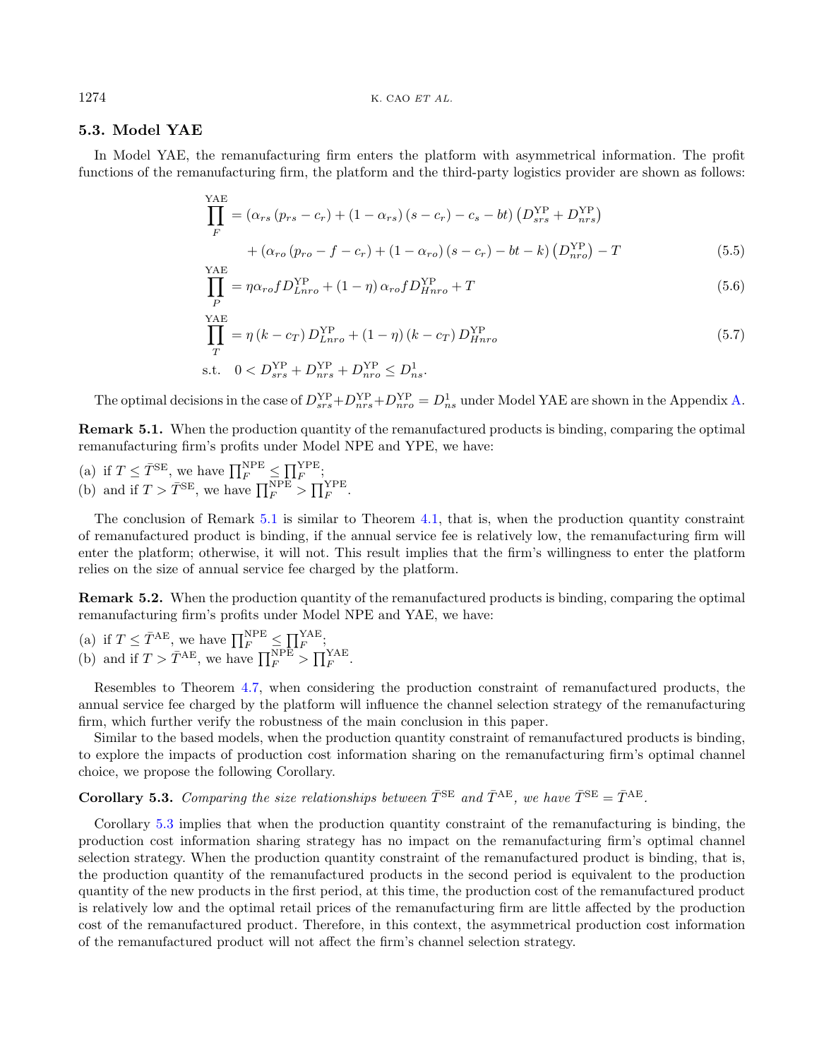### 5.3. Model YAE

In Model YAE, the remanufacturing firm enters the platform with asymmetrical information. The profit functions of the remanufacturing firm, the platform and the third-party logistics provider are shown as follows:

$$\prod_{F}^{\text{YAE}} = \left(\alpha_{rs}\left(p_{rs}-c_{r}\right)+\left(1-\alpha_{rs}\right)\left(s-c_{r}\right)-c_{s}-bt\right)\left(D_{srs}^{\text{YP}}+D_{nrs}^{\text{YP}}\right)$$
$$+\left(\alpha_{ro}\left(p_{ro}-f-c_{r}\right)+\left(1-\alpha_{ro}\right)\left(s-c_{r}\right)-bt-k\right)\left(D_{nro}^{\text{YP}}\right)-T \tag{5.5}$$

$$\prod_{P}^{\text{YAE}} = \eta\alpha_{ro}fD_{Lnro}^{\text{YP}}+\left(1-\eta\right)\alpha_{ro}fD_{Hnro}^{\text{YP}}+T \tag{5.6}$$

$$\prod_{T}^{\text{YAE}} = \eta\left(k-c_{T}\right)D_{Lnro}^{\text{YP}}+\left(1-\eta\right)\left(k-c_{T}\right)D_{Hnro}^{\text{YP}} \tag{5.7}$$

$$\text{s.t.}\quad 0<D_{srs}^{\text{YP}}+D_{nrs}^{\text{YP}}+D_{nro}^{\text{YP}}\leq D_{ns}^{1}.$$

The optimal decisions in the case of $D_{srs}^{\text{YP}}+D_{nrs}^{\text{YP}}+D_{nro}^{\text{YP}}=D_{ns}^{1}$ under Model YAE are shown in the Appendix A.

**Remark 5.1.** When the production quantity of the remanufactured products is binding, comparing the optimal remanufacturing firm's profits under Model NPE and YPE, we have:

(a) if $T\leq\bar{T}^{\text{SE}}$, we have $\prod_F^{\text{NPE}}\leq\prod_F^{\text{YPE}}$;
(b) and if $T>\bar{T}^{\text{SE}}$, we have $\prod_F^{\text{NPE}}>\prod_F^{\text{YPE}}$.

The conclusion of Remark 5.1 is similar to Theorem 4.1, that is, when the production quantity constraint of remanufactured product is binding, if the annual service fee is relatively low, the remanufacturing firm will enter the platform; otherwise, it will not. This result implies that the firm's willingness to enter the platform relies on the size of annual service fee charged by the platform.

**Remark 5.2.** When the production quantity of the remanufactured products is binding, comparing the optimal remanufacturing firm's profits under Model NPE and YAE, we have:

(a) if $T\leq\bar{T}^{\text{AE}}$, we have $\prod_F^{\text{NPE}}\leq\prod_F^{\text{YAE}}$;
(b) and if $T>\bar{T}^{\text{AE}}$, we have $\prod_F^{\text{NPE}}>\prod_F^{\text{YAE}}$.

Resembles to Theorem 4.7, when considering the production constraint of remanufactured products, the annual service fee charged by the platform will influence the channel selection strategy of the remanufacturing firm, which further verify the robustness of the main conclusion in this paper.

Similar to the based models, when the production quantity constraint of remanufactured products is binding, to explore the impacts of production cost information sharing on the remanufacturing firm's optimal channel choice, we propose the following Corollary.

**Corollary 5.3.** *Comparing the size relationships between $\bar{T}^{\text{SE}}$ and $\bar{T}^{\text{AE}}$, we have $\bar{T}^{\text{SE}}=\bar{T}^{\text{AE}}$.*

Corollary 5.3 implies that when the production quantity constraint of the remanufacturing is binding, the production cost information sharing strategy has no impact on the remanufacturing firm's optimal channel selection strategy. When the production quantity constraint of the remanufactured product is binding, that is, the production quantity of the remanufactured products in the second period is equivalent to the production quantity of the new products in the first period, at this time, the production cost of the remanufactured product is relatively low and the optimal retail prices of the remanufacturing firm are little affected by the production cost of the remanufactured product. Therefore, in this context, the asymmetrical production cost information of the remanufactured product will not affect the firm's channel selection strategy.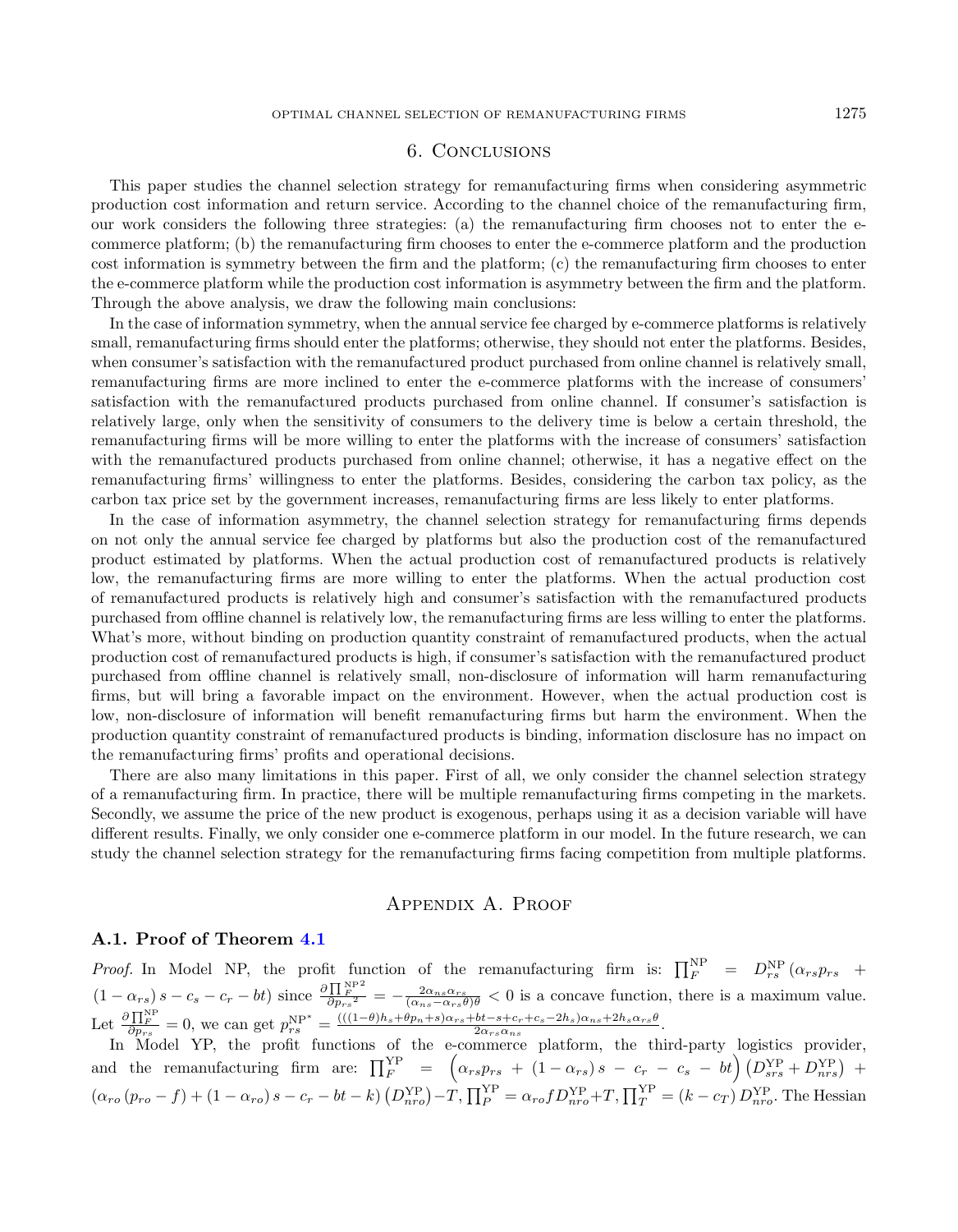## 6. Conclusions

This paper studies the channel selection strategy for remanufacturing firms when considering asymmetric production cost information and return service. According to the channel choice of the remanufacturing firm, our work considers the following three strategies: (a) the remanufacturing firm chooses not to enter the e-commerce platform; (b) the remanufacturing firm chooses to enter the e-commerce platform and the production cost information is symmetry between the firm and the platform; (c) the remanufacturing firm chooses to enter the e-commerce platform while the production cost information is asymmetry between the firm and the platform. Through the above analysis, we draw the following main conclusions:

In the case of information symmetry, when the annual service fee charged by e-commerce platforms is relatively small, remanufacturing firms should enter the platforms; otherwise, they should not enter the platforms. Besides, when consumer's satisfaction with the remanufactured product purchased from online channel is relatively small, remanufacturing firms are more inclined to enter the e-commerce platforms with the increase of consumers' satisfaction with the remanufactured products purchased from online channel. If consumer's satisfaction is relatively large, only when the sensitivity of consumers to the delivery time is below a certain threshold, the remanufacturing firms will be more willing to enter the platforms with the increase of consumers' satisfaction with the remanufactured products purchased from online channel; otherwise, it has a negative effect on the remanufacturing firms' willingness to enter the platforms. Besides, considering the carbon tax policy, as the carbon tax price set by the government increases, remanufacturing firms are less likely to enter platforms.

In the case of information asymmetry, the channel selection strategy for remanufacturing firms depends on not only the annual service fee charged by platforms but also the production cost of the remanufactured product estimated by platforms. When the actual production cost of remanufactured products is relatively low, the remanufacturing firms are more willing to enter the platforms. When the actual production cost of remanufactured products is relatively high and consumer's satisfaction with the remanufactured products purchased from offline channel is relatively low, the remanufacturing firms are less willing to enter the platforms. What's more, without binding on production quantity constraint of remanufactured products, when the actual production cost of remanufactured products is high, if consumer's satisfaction with the remanufactured product purchased from offline channel is relatively small, non-disclosure of information will harm remanufacturing firms, but will bring a favorable impact on the environment. However, when the actual production cost is low, non-disclosure of information will benefit remanufacturing firms but harm the environment. When the production quantity constraint of remanufactured products is binding, information disclosure has no impact on the remanufacturing firms' profits and operational decisions.

There are also many limitations in this paper. First of all, we only consider the channel selection strategy of a remanufacturing firm. In practice, there will be multiple remanufacturing firms competing in the markets. Secondly, we assume the price of the new product is exogenous, perhaps using it as a decision variable will have different results. Finally, we only consider one e-commerce platform in our model. In the future research, we can study the channel selection strategy for the remanufacturing firms facing competition from multiple platforms.

## Appendix A. Proof

### A.1. Proof of Theorem 4.1

*Proof.* In Model NP, the profit function of the remanufacturing firm is: $\prod_F^{\text{NP}} = D_{rs}^{\text{NP}}\left(\alpha_{rs}p_{rs} + (1-\alpha_{rs})s - c_s - c_r - bt\right)$ since $\frac{\partial \prod_F^{\text{NP}2}}{\partial {p_{rs}}^2} = -\frac{2\alpha_{ns}\alpha_{rs}}{(\alpha_{ns}-\alpha_{rs}\theta)\theta} < 0$ is a concave function, there is a maximum value. Let $\frac{\partial \prod_F^{\text{NP}}}{\partial p_{rs}} = 0$, we can get $p_{rs}^{\text{NP}^*} = \frac{(((1-\theta)h_s+\theta p_n+s)\alpha_{rs}+bt-s+c_r+c_s-2h_s)\alpha_{ns}+2h_s\alpha_{rs}\theta}{2\alpha_{rs}\alpha_{ns}}$.

In Model YP, the profit functions of the e-commerce platform, the third-party logistics provider, and the remanufacturing firm are: $\prod_F^{\text{YP}} = \left(\alpha_{rs}p_{rs} + (1-\alpha_{rs})s - c_r - c_s - bt\right)\left(D_{srs}^{\text{YP}} + D_{nrs}^{\text{YP}}\right) + \left(\alpha_{ro}\left(p_{ro} - f\right) + (1-\alpha_{ro})s - c_r - bt - k\right)\left(D_{nro}^{\text{YP}}\right) - T$, $\prod_P^{\text{YP}} = \alpha_{ro} f D_{nro}^{\text{YP}} + T$, $\prod_T^{\text{YP}} = (k - c_T)\, D_{nro}^{\text{YP}}$. The Hessian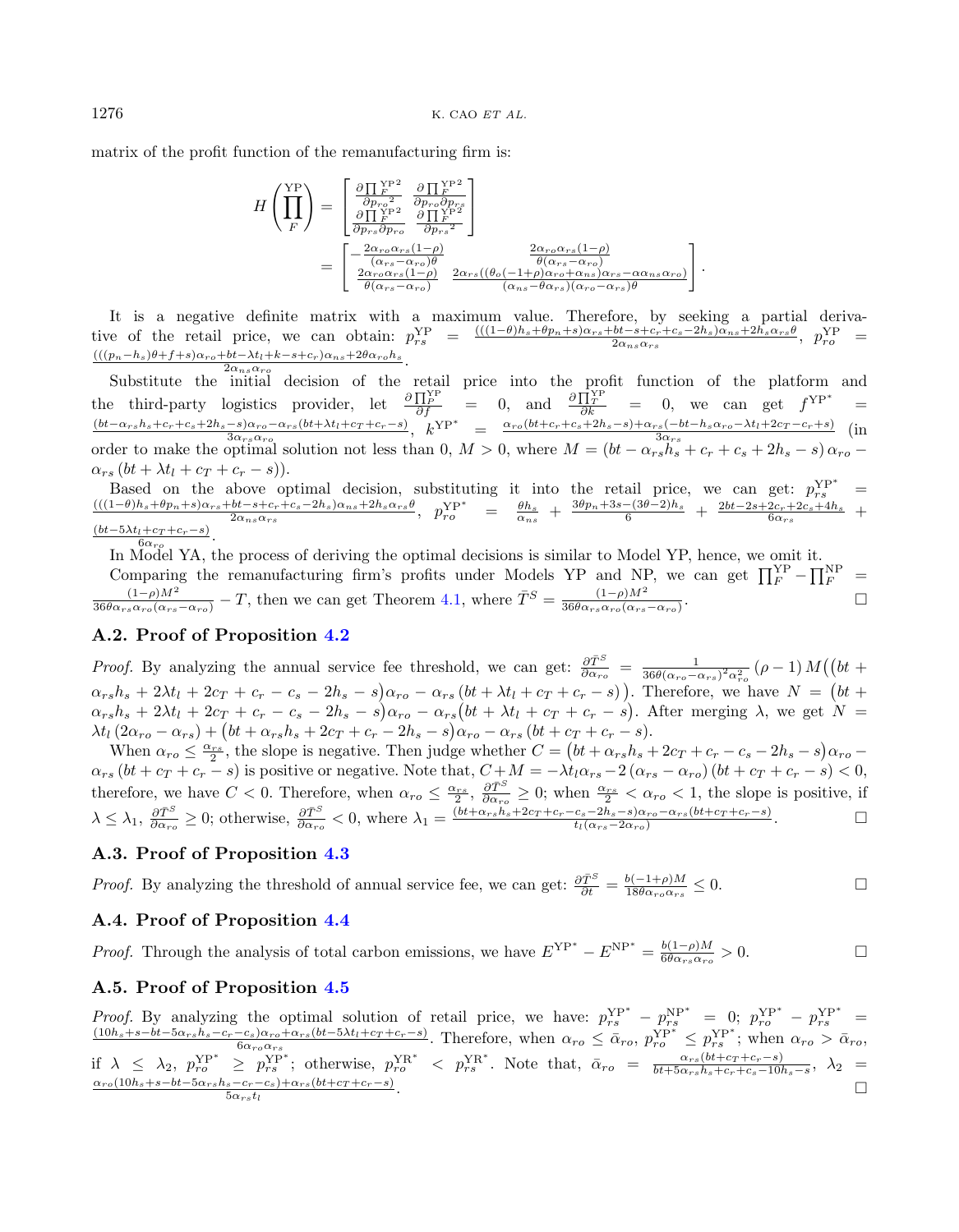matrix of the profit function of the remanufacturing firm is:

$$H\left(\prod_F^{\mathrm{YP}}\right) = \begin{bmatrix} \frac{\partial \prod_F^{\mathrm{YP}\,2}}{\partial p_{ro}{}^2} & \frac{\partial \prod_F^{\mathrm{YP}\,2}}{\partial p_{ro}\partial p_{rs}} \\ \frac{\partial \prod_F^{\mathrm{YP}\,2}}{\partial p_{rs}\partial p_{ro}} & \frac{\partial \prod_F^{\mathrm{YP}\,2}}{\partial p_{rs}{}^2} \end{bmatrix} = \begin{bmatrix} -\frac{2\alpha_{ro}\alpha_{rs}(1-\rho)}{(\alpha_{rs}-\alpha_{ro})\theta} & \frac{2\alpha_{ro}\alpha_{rs}(1-\rho)}{\theta(\alpha_{rs}-\alpha_{ro})} \\ \frac{2\alpha_{ro}\alpha_{rs}(1-\rho)}{\theta(\alpha_{rs}-\alpha_{ro})} & \frac{2\alpha_{rs}((\theta_o(-1+\rho)\alpha_{ro}+\alpha_{ns})\alpha_{rs}-\alpha\alpha_{ns}\alpha_{ro})}{(\alpha_{ns}-\theta\alpha_{rs})(\alpha_{ro}-\alpha_{rs})\theta} \end{bmatrix}.$$

It is a negative definite matrix with a maximum value. Therefore, by seeking a partial derivative of the retail price, we can obtain: $p_{rs}^{\mathrm{YP}} = \frac{(((1-\theta)h_s+\theta p_n+s)\alpha_{rs}+bt-s+c_r+c_s-2h_s)\alpha_{ns}+2h_s\alpha_{rs}\theta}{2\alpha_{ns}\alpha_{rs}}$, $p_{ro}^{\mathrm{YP}} = \frac{(((p_n-h_s)\theta+f+s)\alpha_{ro}+bt-\lambda t_l+k-s+c_r)\alpha_{ns}+2\theta\alpha_{ro}h_s}{2\alpha_{ns}\alpha_{ro}}$.

Substitute the initial decision of the retail price into the profit function of the platform and the third-party logistics provider, let $\frac{\partial \prod_P^{\mathrm{YP}}}{\partial f} = 0$, and $\frac{\partial \prod_T^{\mathrm{YP}}}{\partial k} = 0$, we can get $f^{\mathrm{YP}^*} = \frac{(bt-\alpha_{rs}h_s+c_r+c_s+2h_s-s)\alpha_{ro}-\alpha_{rs}(bt+\lambda t_l+c_T+c_r-s)}{3\alpha_{rs}\alpha_{ro}}$, $k^{\mathrm{YP}^*} = \frac{\alpha_{ro}(bt+c_r+c_s+2h_s-s)+\alpha_{rs}(-bt-h_s\alpha_{ro}-\lambda t_l+2c_T-c_r+s)}{3\alpha_{rs}}$ (in order to make the optimal solution not less than 0, $M > 0$, where $M = (bt - \alpha_{rs}h_s + c_r + c_s + 2h_s - s)\,\alpha_{ro} - \alpha_{rs}\,(bt + \lambda t_l + c_T + c_r - s)$).

Based on the above optimal decision, substituting it into the retail price, we can get: $p_{rs}^{\mathrm{YP}^*} = \frac{(((1-\theta)h_s+\theta p_n+s)\alpha_{rs}+bt-s+c_r+c_s-2h_s)\alpha_{ns}+2h_s\alpha_{rs}\theta}{2\alpha_{ns}\alpha_{rs}}$, $p_{ro}^{\mathrm{YP}^*} = \frac{\theta h_s}{\alpha_{ns}} + \frac{3\theta p_n+3s-(3\theta-2)h_s}{6} + \frac{2bt-2s+2c_r+2c_s+4h_s}{6\alpha_{rs}} + \frac{(bt-5\lambda t_l+c_T+c_r-s)}{6\alpha_{ro}}$.

In Model YA, the process of deriving the optimal decisions is similar to Model YP, hence, we omit it.

Comparing the remanufacturing firm's profits under Models YP and NP, we can get $\prod_F^{\mathrm{YP}} - \prod_F^{\mathrm{NP}} = \frac{(1-\rho)M^2}{36\theta\alpha_{rs}\alpha_{ro}(\alpha_{rs}-\alpha_{ro})} - T$, then we can get Theorem 4.1, where $\bar{T}^S = \frac{(1-\rho)M^2}{36\theta\alpha_{rs}\alpha_{ro}(\alpha_{rs}-\alpha_{ro})}$. □

### A.2. Proof of Proposition 4.2

*Proof.* By analyzing the annual service fee threshold, we can get: $\frac{\partial \bar{T}^S}{\partial \alpha_{ro}} = \frac{1}{36\theta(\alpha_{ro}-\alpha_{rs})^2\alpha_{ro}^2}\,(\rho-1)\,M\big((bt + \alpha_{rs}h_s + 2\lambda t_l + 2c_T + c_r - c_s - 2h_s - s)\alpha_{ro} - \alpha_{rs}\,(bt + \lambda t_l + c_T + c_r - s)\big)$. Therefore, we have $N = \big(bt + \alpha_{rs}h_s + 2\lambda t_l + 2c_T + c_r - c_s - 2h_s - s\big)\alpha_{ro} - \alpha_{rs}\big(bt + \lambda t_l + c_T + c_r - s\big)$. After merging $\lambda$, we get $N = \lambda t_l\,(2\alpha_{ro} - \alpha_{rs}) + \big(bt + \alpha_{rs}h_s + 2c_T + c_r - 2h_s - s\big)\alpha_{ro} - \alpha_{rs}\,(bt + c_T + c_r - s)$.

When $\alpha_{ro} \le \frac{\alpha_{rs}}{2}$, the slope is negative. Then judge whether $C = \big(bt + \alpha_{rs}h_s + 2c_T + c_r - c_s - 2h_s - s\big)\alpha_{ro} - \alpha_{rs}\,(bt + c_T + c_r - s)$ is positive or negative. Note that, $C + M = -\lambda t_l\alpha_{rs} - 2\,(\alpha_{rs} - \alpha_{ro})\,(bt + c_T + c_r - s) < 0$, therefore, we have $C < 0$. Therefore, when $\alpha_{ro} \le \frac{\alpha_{rs}}{2}$, $\frac{\partial \bar{T}^S}{\partial \alpha_{ro}} \ge 0$; when $\frac{\alpha_{rs}}{2} < \alpha_{ro} < 1$, the slope is positive, if $\lambda \le \lambda_1$, $\frac{\partial \bar{T}^S}{\partial \alpha_{ro}} \ge 0$; otherwise, $\frac{\partial \bar{T}^S}{\partial \alpha_{ro}} < 0$, where $\lambda_1 = \frac{(bt+\alpha_{rs}h_s+2c_T+c_r-c_s-2h_s-s)\alpha_{ro}-\alpha_{rs}(bt+c_T+c_r-s)}{t_l(\alpha_{rs}-2\alpha_{ro})}$. □

### A.3. Proof of Proposition 4.3

*Proof.* By analyzing the threshold of annual service fee, we can get: $\frac{\partial \bar{T}^S}{\partial t} = \frac{b(-1+\rho)M}{18\theta\alpha_{ro}\alpha_{rs}} \le 0$. □

### A.4. Proof of Proposition 4.4

*Proof.* Through the analysis of total carbon emissions, we have $E^{\mathrm{YP}^*} - E^{\mathrm{NP}^*} = \frac{b(1-\rho)M}{6\theta\alpha_{rs}\alpha_{ro}} > 0$. □

### A.5. Proof of Proposition 4.5

*Proof.* By analyzing the optimal solution of retail price, we have: $p_{rs}^{\mathrm{YP}^*} - p_{rs}^{\mathrm{NP}^*} = 0$; $p_{ro}^{\mathrm{YP}^*} - p_{rs}^{\mathrm{YP}^*} = \frac{(10h_s+s-bt-5\alpha_{rs}h_s-c_r-c_s)\alpha_{ro}+\alpha_{rs}(bt-5\lambda t_l+c_T+c_r-s)}{6\alpha_{ro}\alpha_{rs}}$. Therefore, when $\alpha_{ro} \le \bar{\alpha}_{ro}$, $p_{ro}^{\mathrm{YP}^*} \le p_{rs}^{\mathrm{YP}^*}$; when $\alpha_{ro} > \bar{\alpha}_{ro}$, if $\lambda \le \lambda_2$, $p_{ro}^{\mathrm{YP}^*} \ge p_{rs}^{\mathrm{YP}^*}$; otherwise, $p_{ro}^{\mathrm{YR}^*} < p_{rs}^{\mathrm{YR}^*}$. Note that, $\bar{\alpha}_{ro} = \frac{\alpha_{rs}(bt+c_T+c_r-s)}{bt+5\alpha_{rs}h_s+c_r+c_s-10h_s-s}$, $\lambda_2 = \frac{\alpha_{ro}(10h_s+s-bt-5\alpha_{rs}h_s-c_r-c_s)+\alpha_{rs}(bt+c_T+c_r-s)}{5\alpha_{rs}t_l}$. □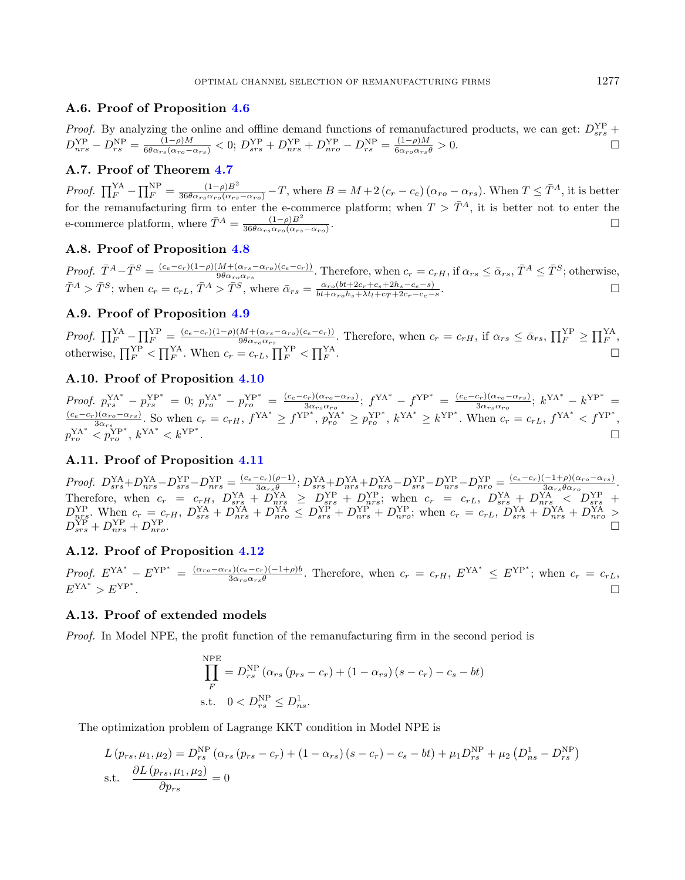### A.6. Proof of Proposition 4.6

*Proof.* By analyzing the online and offline demand functions of remanufactured products, we can get: $D_{srs}^{\mathrm{YP}} + D_{nrs}^{\mathrm{YP}} - D_{rs}^{\mathrm{NP}} = \frac{(1-\rho)M}{6\theta\alpha_{rs}(\alpha_{ro}-\alpha_{rs})} < 0$; $D_{srs}^{\mathrm{YP}} + D_{nrs}^{\mathrm{YP}} + D_{nro}^{\mathrm{YP}} - D_{rs}^{\mathrm{NP}} = \frac{(1-\rho)M}{6\alpha_{ro}\alpha_{rs}\theta} > 0$. □

### A.7. Proof of Theorem 4.7

*Proof.* $\prod_F^{\mathrm{YA}} - \prod_F^{\mathrm{NP}} = \frac{(1-\rho)B^2}{36\theta\alpha_{rs}\alpha_{ro}(\alpha_{rs}-\alpha_{ro})} - T$, where $B = M + 2\left(c_r - c_e\right)\left(\alpha_{ro} - \alpha_{rs}\right)$. When $T \leq \bar{T}^A$, it is better for the remanufacturing firm to enter the e-commerce platform; when $T > \bar{T}^A$, it is better not to enter the e-commerce platform, where $\bar{T}^A = \frac{(1-\rho)B^2}{36\theta\alpha_{rs}\alpha_{ro}(\alpha_{rs}-\alpha_{ro})}$. □

### A.8. Proof of Proposition 4.8

*Proof.* $\bar{T}^A - \bar{T}^S = \frac{(c_e-c_r)(1-\rho)(M+(\alpha_{rs}-\alpha_{ro})(c_e-c_r))}{9\theta\alpha_{ro}\alpha_{rs}}$. Therefore, when $c_r = c_{rH}$, if $\alpha_{rs} \leq \bar{\alpha}_{rs}$, $\bar{T}^A \leq \bar{T}^S$; otherwise, $\bar{T}^A > \bar{T}^S$; when $c_r = c_{rL}$, $\bar{T}^A > \bar{T}^S$, where $\bar{\alpha}_{rs} = \frac{\alpha_{ro}(bt+2c_r+c_s+2h_s-c_e-s)}{bt+\alpha_{ro}h_s+\lambda t_l+c_T+2c_r-c_e-s}$. □

### A.9. Proof of Proposition 4.9

*Proof.* $\prod_F^{\mathrm{YA}} - \prod_F^{\mathrm{YP}} = \frac{(c_e-c_r)(1-\rho)(M+(\alpha_{rs}-\alpha_{ro})(c_e-c_r))}{9\theta\alpha_{ro}\alpha_{rs}}$. Therefore, when $c_r = c_{rH}$, if $\alpha_{rs} \leq \bar{\alpha}_{rs}$, $\prod_F^{\mathrm{YP}} \geq \prod_F^{\mathrm{YA}}$, otherwise, $\prod_F^{\mathrm{YP}} < \prod_F^{\mathrm{YA}}$. When $c_r = c_{rL}$, $\prod_F^{\mathrm{YP}} < \prod_F^{\mathrm{YA}}$. □

### A.10. Proof of Proposition 4.10

*Proof.* $p_{rs}^{\mathrm{YA}^*} - p_{rs}^{\mathrm{YP}^*} = 0$; $p_{ro}^{\mathrm{YA}^*} - p_{ro}^{\mathrm{YP}^*} = \frac{(c_e-c_r)(\alpha_{ro}-\alpha_{rs})}{3\alpha_{rs}\alpha_{ro}}$; $f^{\mathrm{YA}^*} - f^{\mathrm{YP}^*} = \frac{(c_e-c_r)(\alpha_{ro}-\alpha_{rs})}{3\alpha_{rs}\alpha_{ro}}$; $k^{\mathrm{YA}^*} - k^{\mathrm{YP}^*} = \frac{(c_e-c_r)(\alpha_{ro}-\alpha_{rs})}{3\alpha_{rs}}$. So when $c_r = c_{rH}$, $f^{\mathrm{YA}^*} \geq f^{\mathrm{YP}^*}$, $p_{ro}^{\mathrm{YA}^*} \geq p_{ro}^{\mathrm{YP}^*}$, $k^{\mathrm{YA}^*} \geq k^{\mathrm{YP}^*}$. When $c_r = c_{rL}$, $f^{\mathrm{YA}^*} < f^{\mathrm{YP}^*}$, $p_{ro}^{\mathrm{YA}^*} < p_{ro}^{\mathrm{YP}^*}$, $k^{\mathrm{YA}^*} < k^{\mathrm{YP}^*}$. □

### A.11. Proof of Proposition 4.11

*Proof.* $D_{srs}^{\mathrm{YA}} + D_{nrs}^{\mathrm{YA}} - D_{srs}^{\mathrm{YP}} - D_{nrs}^{\mathrm{YP}} = \frac{(c_e-c_r)(\rho-1)}{3\alpha_{rs}\theta}$; $D_{srs}^{\mathrm{YA}} + D_{nrs}^{\mathrm{YA}} + D_{nro}^{\mathrm{YA}} - D_{srs}^{\mathrm{YP}} - D_{nrs}^{\mathrm{YP}} - D_{nro}^{\mathrm{YP}} = \frac{(c_e-c_r)(-1+\rho)(\alpha_{ro}-\alpha_{rs})}{3\alpha_{rs}\theta\alpha_{ro}}$. Therefore, when $c_r = c_{rH}$, $D_{srs}^{\mathrm{YA}} + D_{nrs}^{\mathrm{YA}} \geq D_{srs}^{\mathrm{YP}} + D_{nrs}^{\mathrm{YP}}$; when $c_r = c_{rL}$, $D_{srs}^{\mathrm{YA}} + D_{nrs}^{\mathrm{YA}} < D_{srs}^{\mathrm{YP}} + D_{nrs}^{\mathrm{YP}}$. When $c_r = c_{rH}$, $D_{srs}^{\mathrm{YA}} + D_{nrs}^{\mathrm{YA}} + D_{nro}^{\mathrm{YA}} \leq D_{srs}^{\mathrm{YP}} + D_{nrs}^{\mathrm{YP}} + D_{nro}^{\mathrm{YP}}$; when $c_r = c_{rL}$, $D_{srs}^{\mathrm{YA}} + D_{nrs}^{\mathrm{YA}} + D_{nro}^{\mathrm{YA}} > D_{srs}^{\mathrm{YP}} + D_{nrs}^{\mathrm{YP}} + D_{nro}^{\mathrm{YP}}$. □

### A.12. Proof of Proposition 4.12

*Proof.* $E^{\mathrm{YA}^*} - E^{\mathrm{YP}^*} = \frac{(\alpha_{ro}-\alpha_{rs})(c_e-c_r)(-1+\rho)b}{3\alpha_{ro}\alpha_{rs}\theta}$. Therefore, when $c_r = c_{rH}$, $E^{\mathrm{YA}^*} \leq E^{\mathrm{YP}^*}$; when $c_r = c_{rL}$, $E^{\mathrm{YA}^*} > E^{\mathrm{YP}^*}$. □

### A.13. Proof of extended models

*Proof.* In Model NPE, the profit function of the remanufacturing firm in the second period is

$$\prod_F^{\mathrm{NPE}} = D_{rs}^{\mathrm{NP}}\left(\alpha_{rs}\left(p_{rs} - c_r\right) + \left(1 - \alpha_{rs}\right)\left(s - c_r\right) - c_s - bt\right)$$
$$\text{s.t.} \quad 0 < D_{rs}^{\mathrm{NP}} \leq D_{ns}^{1}.$$

The optimization problem of Lagrange KKT condition in Model NPE is

$$L\left(p_{rs}, \mu_1, \mu_2\right) = D_{rs}^{\mathrm{NP}}\left(\alpha_{rs}\left(p_{rs} - c_r\right) + \left(1 - \alpha_{rs}\right)\left(s - c_r\right) - c_s - bt\right) + \mu_1 D_{rs}^{\mathrm{NP}} + \mu_2\left(D_{ns}^{1} - D_{rs}^{\mathrm{NP}}\right)$$
$$\text{s.t.} \quad \frac{\partial L\left(p_{rs}, \mu_1, \mu_2\right)}{\partial p_{rs}} = 0$$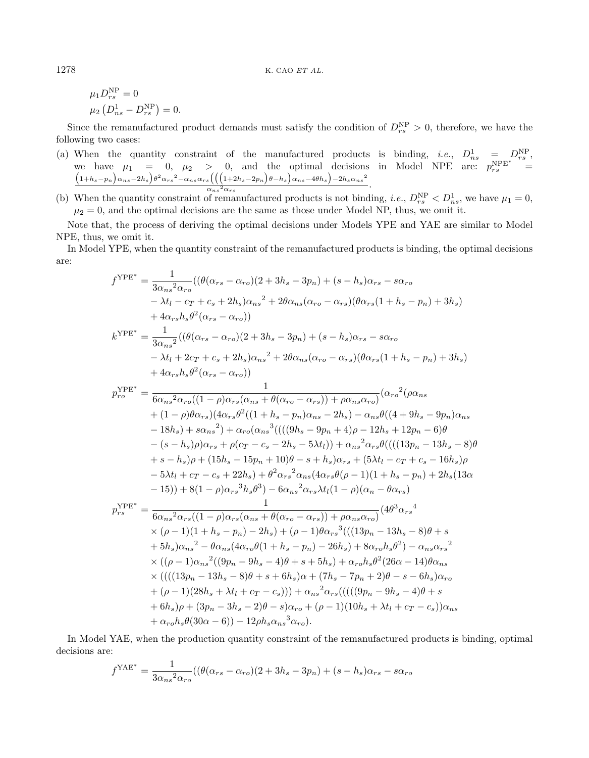$$\mu_1 D_{rs}^{\mathrm{NP}} = 0$$
$$\mu_2 \left(D_{ns}^1 - D_{rs}^{\mathrm{NP}}\right) = 0.$$

Since the remanufactured product demands must satisfy the condition of $D_{rs}^{\mathrm{NP}} > 0$, therefore, we have the following two cases:

(a) When the quantity constraint of the manufactured products is binding, *i.e.*, $D_{ns}^1 = D_{rs}^{\mathrm{NP}}$, we have $\mu_1 = 0$, $\mu_2 > 0$, and the optimal decisions in Model NPE are: $p_{rs}^{\mathrm{NPE}^*} = \frac{\left(1+h_s-p_n\right)\alpha_{ns}-2h_s\right)\theta^2\alpha_{rs}{}^2-\alpha_{ns}\alpha_{rs}\left(\left(\left(1+2h_s-2p_n\right)\theta-h_s\right)\alpha_{ns}-4\theta h_s\right)-2h_s\alpha_{ns}{}^2}{\alpha_{ns}{}^2\alpha_{rs}}$.

(b) When the quantity constraint of remanufactured products is not binding, *i.e.*, $D_{rs}^{\mathrm{NP}} < D_{ns}^1$, we have $\mu_1 = 0$, $\mu_2 = 0$, and the optimal decisions are the same as those under Model NP, thus, we omit it.

Note that, the process of deriving the optimal decisions under Models YPE and YAE are similar to Model NPE, thus, we omit it.

In Model YPE, when the quantity constraint of the remanufactured products is binding, the optimal decisions are:

$$
\begin{aligned}
f^{\mathrm{YPE}^*} &= \frac{1}{3\alpha_{ns}{}^2\alpha_{ro}}((\theta(\alpha_{rs}-\alpha_{ro})(2+3h_s-3p_n)+(s-h_s)\alpha_{rs}-s\alpha_{ro}\\
&\quad -\lambda t_l - c_T + c_s + 2h_s)\alpha_{ns}{}^2 + 2\theta\alpha_{ns}(\alpha_{ro}-\alpha_{rs})(\theta\alpha_{rs}(1+h_s-p_n)+3h_s)\\
&\quad + 4\alpha_{rs}h_s\theta^2(\alpha_{rs}-\alpha_{ro}))\\
k^{\mathrm{YPE}^*} &= \frac{1}{3\alpha_{ns}{}^2}((\theta(\alpha_{rs}-\alpha_{ro})(2+3h_s-3p_n)+(s-h_s)\alpha_{rs}-s\alpha_{ro}\\
&\quad -\lambda t_l + 2c_T + c_s + 2h_s)\alpha_{ns}{}^2 + 2\theta\alpha_{ns}(\alpha_{ro}-\alpha_{rs})(\theta\alpha_{rs}(1+h_s-p_n)+3h_s)\\
&\quad + 4\alpha_{rs}h_s\theta^2(\alpha_{rs}-\alpha_{ro}))\\
p_{ro}^{\mathrm{YPE}^*} &= \frac{1}{6\alpha_{ns}{}^2\alpha_{ro}((1-\rho)\alpha_{rs}(\alpha_{ns}+\theta(\alpha_{ro}-\alpha_{rs}))+\rho\alpha_{ns}\alpha_{ro})}(\alpha_{ro}{}^2(\rho\alpha_{ns}\\
&\quad + (1-\rho)\theta\alpha_{rs})(4\alpha_{rs}\theta^2((1+h_s-p_n)\alpha_{ns}-2h_s)-\alpha_{ns}\theta((4+9h_s-9p_n)\alpha_{ns}\\
&\quad - 18h_s) + s\alpha_{ns}{}^2) + \alpha_{ro}(\alpha_{ns}{}^3((((9h_s-9p_n+4)\rho - 12h_s + 12p_n - 6)\theta\\
&\quad - (s-h_s)\rho)\alpha_{rs} + \rho(c_T - c_s - 2h_s - 5\lambda t_l)) + \alpha_{ns}{}^2\alpha_{rs}\theta((((13p_n - 13h_s - 8)\theta\\
&\quad + s - h_s)\rho + (15h_s - 15p_n + 10)\theta - s + h_s)\alpha_{rs} + (5\lambda t_l - c_T + c_s - 16h_s)\rho\\
&\quad - 5\lambda t_l + c_T - c_s + 22h_s) + \theta^2\alpha_{rs}{}^2\alpha_{ns}(4\alpha_{rs}\theta(\rho-1)(1+h_s-p_n) + 2h_s(13\alpha\\
&\quad - 15)) + 8(1-\rho)\alpha_{rs}{}^3h_s\theta^3) - 6\alpha_{ns}{}^2\alpha_{rs}\lambda t_l(1-\rho)(\alpha_n - \theta\alpha_{rs})\\
p_{rs}^{\mathrm{YPE}^*} &= \frac{1}{6\alpha_{ns}{}^2\alpha_{rs}((1-\rho)\alpha_{rs}(\alpha_{ns}+\theta(\alpha_{ro}-\alpha_{rs}))+\rho\alpha_{ns}\alpha_{ro})}(4\theta^3\alpha_{rs}{}^4\\
&\quad \times(\rho-1)(1+h_s-p_n) - 2h_s) + (\rho-1)\theta\alpha_{rs}{}^3(((13p_n - 13h_s - 8)\theta + s\\
&\quad + 5h_s)\alpha_{ns}{}^2 - \theta\alpha_{ns}(4\alpha_{ro}\theta(1+h_s-p_n) - 26h_s) + 8\alpha_{ro}h_s\theta^2) - \alpha_{ns}\alpha_{rs}{}^2\\
&\quad \times((\rho-1)\alpha_{ns}{}^2((9p_n - 9h_s - 4)\theta + s + 5h_s) + \alpha_{ro}h_s\theta^2(26\alpha - 14)\theta\alpha_{ns}\\
&\quad \times((((13p_n - 13h_s - 8)\theta + s + 6h_s)\alpha + (7h_s - 7p_n + 2)\theta - s - 6h_s)\alpha_{ro}\\
&\quad + (\rho-1)(28h_s + \lambda t_l + c_T - c_s))) + \alpha_{ns}{}^2\alpha_{rs}(((((9p_n - 9h_s - 4)\theta + s\\
&\quad + 6h_s)\rho + (3p_n - 3h_s - 2)\theta - s)\alpha_{ro} + (\rho-1)(10h_s + \lambda t_l + c_T - c_s))\alpha_{ns}\\
&\quad + \alpha_{ro}h_s\theta(30\alpha - 6)) - 12\rho h_s\alpha_{ns}{}^3\alpha_{ro}).
\end{aligned}
$$

In Model YAE, when the production quantity constraint of the remanufactured products is binding, optimal decisions are:

$$
f^{\mathrm{YAE}^*} = \frac{1}{3\alpha_{ns}{}^2\alpha_{ro}}((\theta(\alpha_{rs}-\alpha_{ro})(2+3h_s-3p_n)+(s-h_s)\alpha_{rs}-s\alpha_{ro}
$$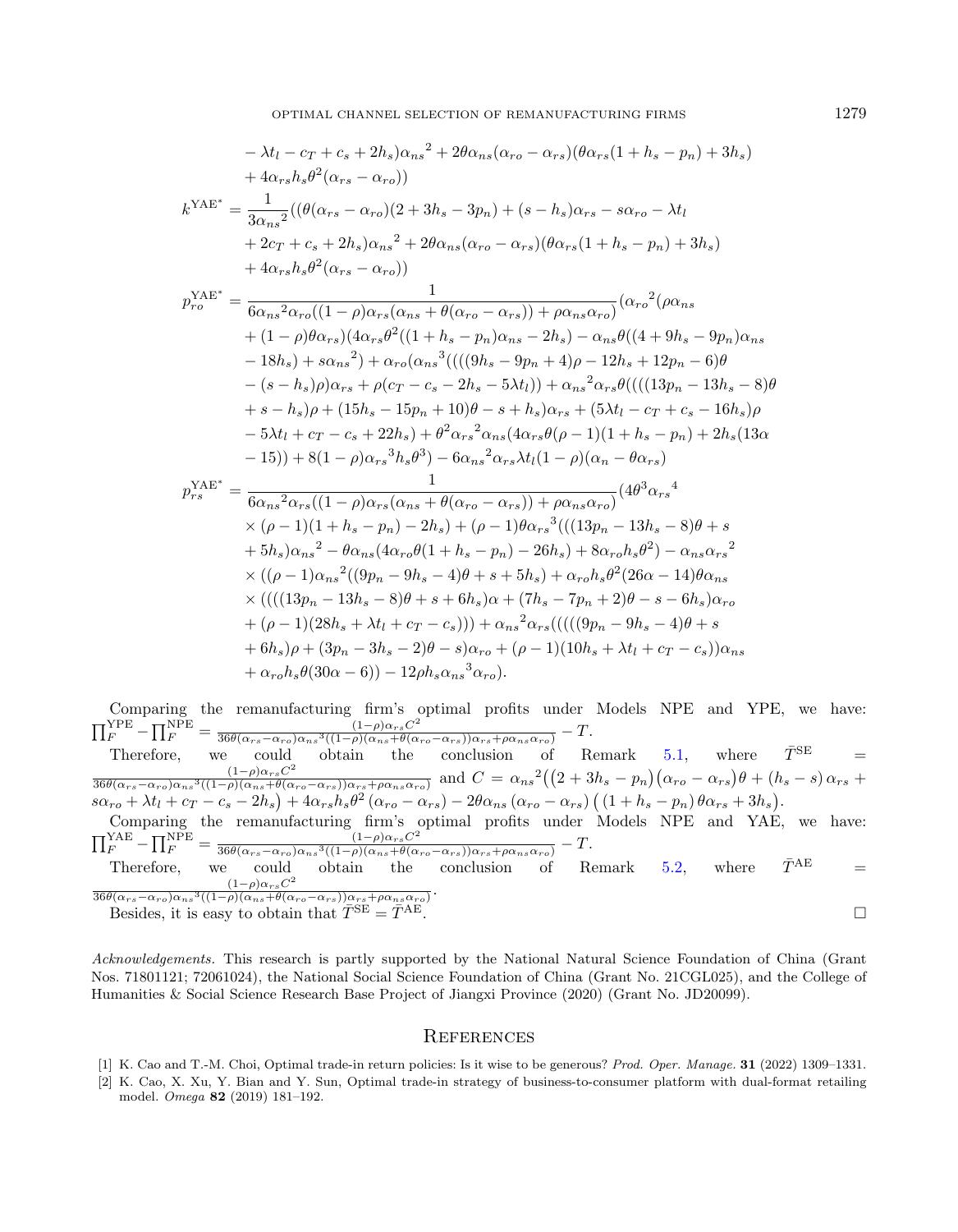$$
\begin{aligned}
&- \lambda t_l - c_T + c_s + 2h_s)\alpha_{ns}{}^2 + 2\theta\alpha_{ns}(\alpha_{ro} - \alpha_{rs})(\theta\alpha_{rs}(1 + h_s - p_n) + 3h_s) \\
&+ 4\alpha_{rs}h_s\theta^2(\alpha_{rs} - \alpha_{ro}))
\end{aligned}
$$

$$
\begin{aligned}
k^{\mathrm{YAE}^*} = &\frac{1}{3\alpha_{ns}{}^2}((\theta(\alpha_{rs} - \alpha_{ro})(2 + 3h_s - 3p_n) + (s - h_s)\alpha_{rs} - s\alpha_{ro} - \lambda t_l \\
&+ 2c_T + c_s + 2h_s)\alpha_{ns}{}^2 + 2\theta\alpha_{ns}(\alpha_{ro} - \alpha_{rs})(\theta\alpha_{rs}(1 + h_s - p_n) + 3h_s) \\
&+ 4\alpha_{rs}h_s\theta^2(\alpha_{rs} - \alpha_{ro}))
\end{aligned}
$$

$$
\begin{aligned}
p_{ro}^{\mathrm{YAE}^*} = &\frac{1}{6\alpha_{ns}{}^2\alpha_{ro}((1-\rho)\alpha_{rs}(\alpha_{ns} + \theta(\alpha_{ro} - \alpha_{rs})) + \rho\alpha_{ns}\alpha_{ro})}(\alpha_{ro}{}^2(\rho\alpha_{ns} \\
&+ (1-\rho)\theta\alpha_{rs})(4\alpha_{rs}\theta^2((1 + h_s - p_n)\alpha_{ns} - 2h_s) - \alpha_{ns}\theta((4 + 9h_s - 9p_n)\alpha_{ns} \\
&- 18h_s) + s\alpha_{ns}{}^2) + \alpha_{ro}(\alpha_{ns}{}^3((((9h_s - 9p_n + 4)\rho - 12h_s + 12p_n - 6)\theta \\
&- (s - h_s)\rho)\alpha_{rs} + \rho(c_T - c_s - 2h_s - 5\lambda t_l)) + \alpha_{ns}{}^2\alpha_{rs}\theta((((13p_n - 13h_s - 8)\theta \\
&+ s - h_s)\rho + (15h_s - 15p_n + 10)\theta - s + h_s)\alpha_{rs} + (5\lambda t_l - c_T + c_s - 16h_s)\rho \\
&- 5\lambda t_l + c_T - c_s + 22h_s) + \theta^2\alpha_{rs}{}^2\alpha_{ns}(4\alpha_{rs}\theta(\rho - 1)(1 + h_s - p_n) + 2h_s(13\alpha \\
&- 15)) + 8(1-\rho)\alpha_{rs}{}^3h_s\theta^3) - 6\alpha_{ns}{}^2\alpha_{rs}\lambda t_l(1-\rho)(\alpha_n - \theta\alpha_{rs})
\end{aligned}
$$

$$
\begin{aligned}
p_{rs}^{\mathrm{YAE}^*} = &\frac{1}{6\alpha_{ns}{}^2\alpha_{rs}((1-\rho)\alpha_{rs}(\alpha_{ns} + \theta(\alpha_{ro} - \alpha_{rs})) + \rho\alpha_{ns}\alpha_{ro})}(4\theta^3\alpha_{rs}{}^4 \\
&\times(\rho - 1)(1 + h_s - p_n) - 2h_s) + (\rho - 1)\theta\alpha_{rs}{}^3(((13p_n - 13h_s - 8)\theta + s \\
&+ 5h_s)\alpha_{ns}{}^2 - \theta\alpha_{ns}(4\alpha_{ro}\theta(1 + h_s - p_n) - 26h_s) + 8\alpha_{ro}h_s\theta^2) - \alpha_{ns}\alpha_{rs}{}^2 \\
&\times((\rho - 1)\alpha_{ns}{}^2((9p_n - 9h_s - 4)\theta + s + 5h_s) + \alpha_{ro}h_s\theta^2(26\alpha - 14)\theta\alpha_{ns} \\
&\times((((13p_n - 13h_s - 8)\theta + s + 6h_s)\alpha + (7h_s - 7p_n + 2)\theta - s - 6h_s)\alpha_{ro} \\
&+ (\rho - 1)(28h_s + \lambda t_l + c_T - c_s))) + \alpha_{ns}{}^2\alpha_{rs}(((((9p_n - 9h_s - 4)\theta + s \\
&+ 6h_s)\rho + (3p_n - 3h_s - 2)\theta - s)\alpha_{ro} + (\rho - 1)(10h_s + \lambda t_l + c_T - c_s))\alpha_{ns} \\
&+ \alpha_{ro}h_s\theta(30\alpha - 6)) - 12\rho h_s\alpha_{ns}{}^3\alpha_{ro}).
\end{aligned}
$$

Comparing the remanufacturing firm's optimal profits under Models NPE and YPE, we have: $\prod_F^{\mathrm{YPE}} - \prod_F^{\mathrm{NPE}} = \frac{(1-\rho)\alpha_{rs}C^2}{36\theta(\alpha_{rs}-\alpha_{ro})\alpha_{ns}{}^3((1-\rho)(\alpha_{ns}+\theta(\alpha_{ro}-\alpha_{rs}))\alpha_{rs}+\rho\alpha_{ns}\alpha_{ro})} - T$.

Therefore, we could obtain the conclusion of Remark 5.1, where $\bar{T}^{\mathrm{SE}} = \frac{(1-\rho)\alpha_{rs}C^2}{36\theta(\alpha_{rs}-\alpha_{ro})\alpha_{ns}{}^3((1-\rho)(\alpha_{ns}+\theta(\alpha_{ro}-\alpha_{rs}))\alpha_{rs}+\rho\alpha_{ns}\alpha_{ro})}$ and $C = \alpha_{ns}{}^2\big((2 + 3h_s - p_n)(\alpha_{ro} - \alpha_{rs})\theta + (h_s - s)\alpha_{rs} + s\alpha_{ro} + \lambda t_l + c_T - c_s - 2h_s\big) + 4\alpha_{rs}h_s\theta^2(\alpha_{ro} - \alpha_{rs}) - 2\theta\alpha_{ns}(\alpha_{ro} - \alpha_{rs})\big((1 + h_s - p_n)\theta\alpha_{rs} + 3h_s\big)$.

Comparing the remanufacturing firm's optimal profits under Models NPE and YAE, we have: $\prod_F^{\mathrm{YAE}} - \prod_F^{\mathrm{NPE}} = \frac{(1-\rho)\alpha_{rs}C^2}{36\theta(\alpha_{rs}-\alpha_{ro})\alpha_{ns}{}^3((1-\rho)(\alpha_{ns}+\theta(\alpha_{ro}-\alpha_{rs}))\alpha_{rs}+\rho\alpha_{ns}\alpha_{ro})} - T$.

Therefore, we could obtain the conclusion of Remark 5.2, where $\bar{T}^{\mathrm{AE}} = \frac{(1-\rho)\alpha_{rs}C^2}{36\theta(\alpha_{rs}-\alpha_{ro})\alpha_{ns}{}^3((1-\rho)(\alpha_{ns}+\theta(\alpha_{ro}-\alpha_{rs}))\alpha_{rs}+\rho\alpha_{ns}\alpha_{ro})}$.

Besides, it is easy to obtain that $\bar{T}^{\mathrm{SE}} = \bar{T}^{\mathrm{AE}}$. □

*Acknowledgements.* This research is partly supported by the National Natural Science Foundation of China (Grant Nos. 71801121; 72061024), the National Social Science Foundation of China (Grant No. 21CGL025), and the College of Humanities & Social Science Research Base Project of Jiangxi Province (2020) (Grant No. JD20099).

## References

[1] K. Cao and T.-M. Choi, Optimal trade-in return policies: Is it wise to be generous? *Prod. Oper. Manage.* **31** (2022) 1309–1331.

[2] K. Cao, X. Xu, Y. Bian and Y. Sun, Optimal trade-in strategy of business-to-consumer platform with dual-format retailing model. *Omega* **82** (2019) 181–192.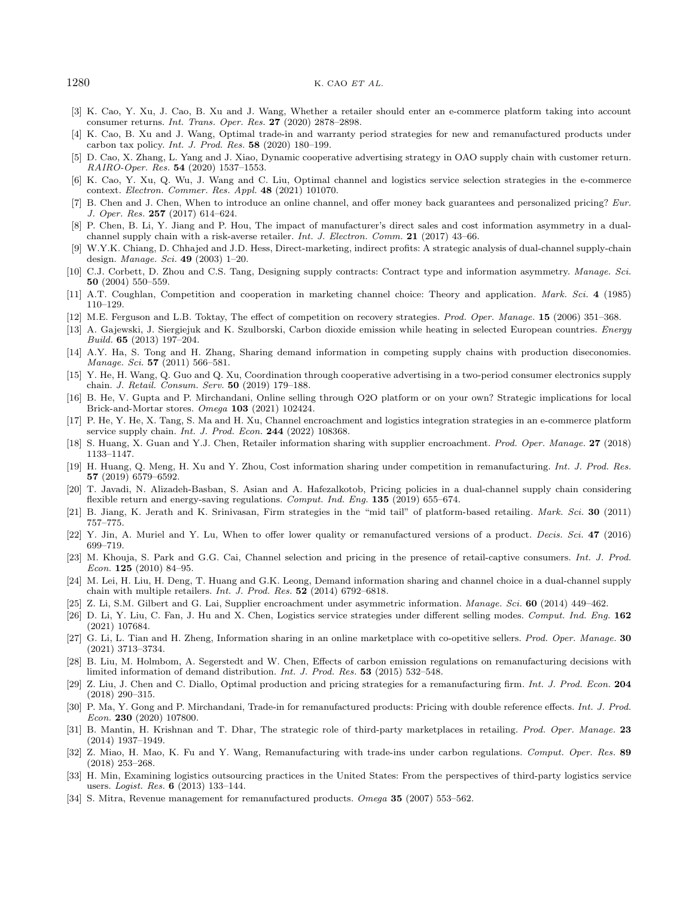- [3] K. Cao, Y. Xu, J. Cao, B. Xu and J. Wang, Whether a retailer should enter an e-commerce platform taking into account consumer returns. *Int. Trans. Oper. Res.* **27** (2020) 2878–2898.
- [4] K. Cao, B. Xu and J. Wang, Optimal trade-in and warranty period strategies for new and remanufactured products under carbon tax policy. *Int. J. Prod. Res.* **58** (2020) 180–199.
- [5] D. Cao, X. Zhang, L. Yang and J. Xiao, Dynamic cooperative advertising strategy in OAO supply chain with customer return. *RAIRO-Oper. Res.* **54** (2020) 1537–1553.
- [6] K. Cao, Y. Xu, Q. Wu, J. Wang and C. Liu, Optimal channel and logistics service selection strategies in the e-commerce context. *Electron. Commer. Res. Appl.* **48** (2021) 101070.
- [7] B. Chen and J. Chen, When to introduce an online channel, and offer money back guarantees and personalized pricing? *Eur. J. Oper. Res.* **257** (2017) 614–624.
- [8] P. Chen, B. Li, Y. Jiang and P. Hou, The impact of manufacturer's direct sales and cost information asymmetry in a dual-channel supply chain with a risk-averse retailer. *Int. J. Electron. Comm.* **21** (2017) 43–66.
- [9] W.Y.K. Chiang, D. Chhajed and J.D. Hess, Direct-marketing, indirect profits: A strategic analysis of dual-channel supply-chain design. *Manage. Sci.* **49** (2003) 1–20.
- [10] C.J. Corbett, D. Zhou and C.S. Tang, Designing supply contracts: Contract type and information asymmetry. *Manage. Sci.* **50** (2004) 550–559.
- [11] A.T. Coughlan, Competition and cooperation in marketing channel choice: Theory and application. *Mark. Sci.* **4** (1985) 110–129.
- [12] M.E. Ferguson and L.B. Toktay, The effect of competition on recovery strategies. *Prod. Oper. Manage.* **15** (2006) 351–368.
- [13] A. Gajewski, J. Siergiejuk and K. Szulborski, Carbon dioxide emission while heating in selected European countries. *Energy Build.* **65** (2013) 197–204.
- [14] A.Y. Ha, S. Tong and H. Zhang, Sharing demand information in competing supply chains with production diseconomies. *Manage. Sci.* **57** (2011) 566–581.
- [15] Y. He, H. Wang, Q. Guo and Q. Xu, Coordination through cooperative advertising in a two-period consumer electronics supply chain. *J. Retail. Consum. Serv.* **50** (2019) 179–188.
- [16] B. He, V. Gupta and P. Mirchandani, Online selling through O2O platform or on your own? Strategic implications for local Brick-and-Mortar stores. *Omega* **103** (2021) 102424.
- [17] P. He, Y. He, X. Tang, S. Ma and H. Xu, Channel encroachment and logistics integration strategies in an e-commerce platform service supply chain. *Int. J. Prod. Econ.* **244** (2022) 108368.
- [18] S. Huang, X. Guan and Y.J. Chen, Retailer information sharing with supplier encroachment. *Prod. Oper. Manage.* **27** (2018) 1133–1147.
- [19] H. Huang, Q. Meng, H. Xu and Y. Zhou, Cost information sharing under competition in remanufacturing. *Int. J. Prod. Res.* **57** (2019) 6579–6592.
- [20] T. Javadi, N. Alizadeh-Basban, S. Asian and A. Hafezalkotob, Pricing policies in a dual-channel supply chain considering flexible return and energy-saving regulations. *Comput. Ind. Eng.* **135** (2019) 655–674.
- [21] B. Jiang, K. Jerath and K. Srinivasan, Firm strategies in the "mid tail" of platform-based retailing. *Mark. Sci.* **30** (2011) 757–775.
- [22] Y. Jin, A. Muriel and Y. Lu, When to offer lower quality or remanufactured versions of a product. *Decis. Sci.* **47** (2016) 699–719.
- [23] M. Khouja, S. Park and G.G. Cai, Channel selection and pricing in the presence of retail-captive consumers. *Int. J. Prod. Econ.* **125** (2010) 84–95.
- [24] M. Lei, H. Liu, H. Deng, T. Huang and G.K. Leong, Demand information sharing and channel choice in a dual-channel supply chain with multiple retailers. *Int. J. Prod. Res.* **52** (2014) 6792–6818.
- [25] Z. Li, S.M. Gilbert and G. Lai, Supplier encroachment under asymmetric information. *Manage. Sci.* **60** (2014) 449–462.
- [26] D. Li, Y. Liu, C. Fan, J. Hu and X. Chen, Logistics service strategies under different selling modes. *Comput. Ind. Eng.* **162** (2021) 107684.
- [27] G. Li, L. Tian and H. Zheng, Information sharing in an online marketplace with co-opetitive sellers. *Prod. Oper. Manage.* **30** (2021) 3713–3734.
- [28] B. Liu, M. Holmbom, A. Segerstedt and W. Chen, Effects of carbon emission regulations on remanufacturing decisions with limited information of demand distribution. *Int. J. Prod. Res.* **53** (2015) 532–548.
- [29] Z. Liu, J. Chen and C. Diallo, Optimal production and pricing strategies for a remanufacturing firm. *Int. J. Prod. Econ.* **204** (2018) 290–315.
- [30] P. Ma, Y. Gong and P. Mirchandani, Trade-in for remanufactured products: Pricing with double reference effects. *Int. J. Prod. Econ.* **230** (2020) 107800.
- [31] B. Mantin, H. Krishnan and T. Dhar, The strategic role of third-party marketplaces in retailing. *Prod. Oper. Manage.* **23** (2014) 1937–1949.
- [32] Z. Miao, H. Mao, K. Fu and Y. Wang, Remanufacturing with trade-ins under carbon regulations. *Comput. Oper. Res.* **89** (2018) 253–268.
- [33] H. Min, Examining logistics outsourcing practices in the United States: From the perspectives of third-party logistics service users. *Logist. Res.* **6** (2013) 133–144.
- [34] S. Mitra, Revenue management for remanufactured products. *Omega* **35** (2007) 553–562.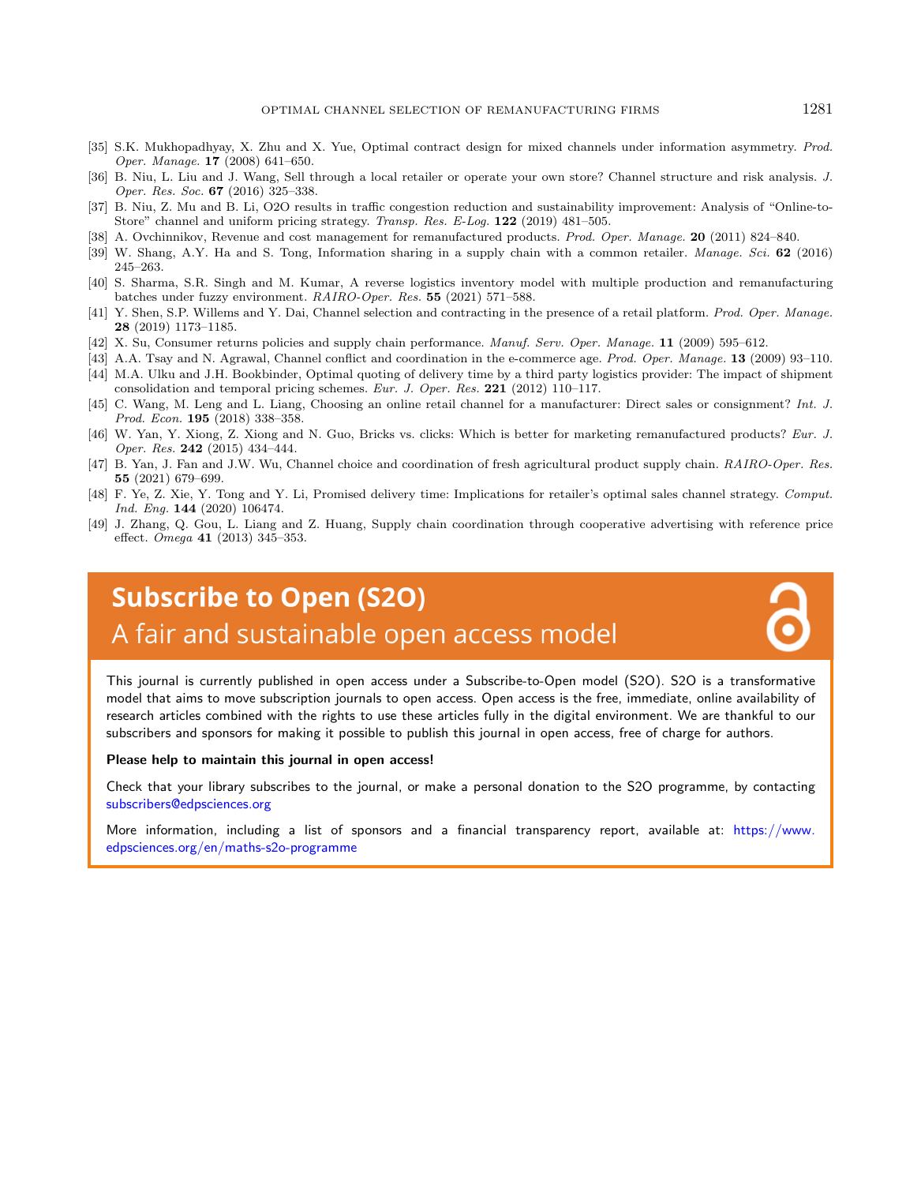[35] S.K. Mukhopadhyay, X. Zhu and X. Yue, Optimal contract design for mixed channels under information asymmetry. *Prod. Oper. Manage.* **17** (2008) 641–650.

[36] B. Niu, L. Liu and J. Wang, Sell through a local retailer or operate your own store? Channel structure and risk analysis. *J. Oper. Res. Soc.* **67** (2016) 325–338.

[37] B. Niu, Z. Mu and B. Li, O2O results in traffic congestion reduction and sustainability improvement: Analysis of "Online-to-Store" channel and uniform pricing strategy. *Transp. Res. E-Log.* **122** (2019) 481–505.

[38] A. Ovchinnikov, Revenue and cost management for remanufactured products. *Prod. Oper. Manage.* **20** (2011) 824–840.

[39] W. Shang, A.Y. Ha and S. Tong, Information sharing in a supply chain with a common retailer. *Manage. Sci.* **62** (2016) 245–263.

[40] S. Sharma, S.R. Singh and M. Kumar, A reverse logistics inventory model with multiple production and remanufacturing batches under fuzzy environment. *RAIRO-Oper. Res.* **55** (2021) 571–588.

[41] Y. Shen, S.P. Willems and Y. Dai, Channel selection and contracting in the presence of a retail platform. *Prod. Oper. Manage.* **28** (2019) 1173–1185.

[42] X. Su, Consumer returns policies and supply chain performance. *Manuf. Serv. Oper. Manage.* **11** (2009) 595–612.

[43] A.A. Tsay and N. Agrawal, Channel conflict and coordination in the e-commerce age. *Prod. Oper. Manage.* **13** (2009) 93–110.

[44] M.A. Ulku and J.H. Bookbinder, Optimal quoting of delivery time by a third party logistics provider: The impact of shipment consolidation and temporal pricing schemes. *Eur. J. Oper. Res.* **221** (2012) 110–117.

[45] C. Wang, M. Leng and L. Liang, Choosing an online retail channel for a manufacturer: Direct sales or consignment? *Int. J. Prod. Econ.* **195** (2018) 338–358.

[46] W. Yan, Y. Xiong, Z. Xiong and N. Guo, Bricks vs. clicks: Which is better for marketing remanufactured products? *Eur. J. Oper. Res.* **242** (2015) 434–444.

[47] B. Yan, J. Fan and J.W. Wu, Channel choice and coordination of fresh agricultural product supply chain. *RAIRO-Oper. Res.* **55** (2021) 679–699.

[48] F. Ye, Z. Xie, Y. Tong and Y. Li, Promised delivery time: Implications for retailer's optimal sales channel strategy. *Comput. Ind. Eng.* **144** (2020) 106474.

[49] J. Zhang, Q. Gou, L. Liang and Z. Huang, Supply chain coordination through cooperative advertising with reference price effect. *Omega* **41** (2013) 345–353.

## Subscribe to Open (S2O)

### A fair and sustainable open access model

This journal is currently published in open access under a Subscribe-to-Open model (S2O). S2O is a transformative model that aims to move subscription journals to open access. Open access is the free, immediate, online availability of research articles combined with the rights to use these articles fully in the digital environment. We are thankful to our subscribers and sponsors for making it possible to publish this journal in open access, free of charge for authors.

**Please help to maintain this journal in open access!**

Check that your library subscribes to the journal, or make a personal donation to the S2O programme, by contacting subscribers@edpsciences.org

More information, including a list of sponsors and a financial transparency report, available at: https://www.edpsciences.org/en/maths-s2o-programme